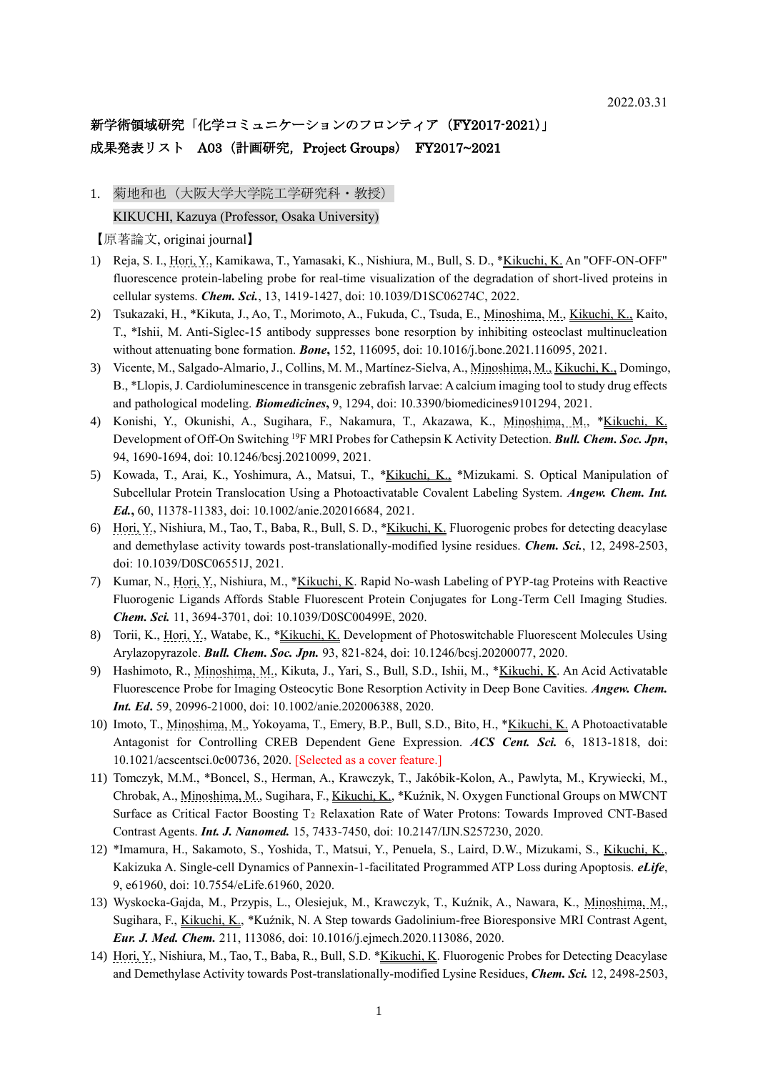2022.03.31

新学術領域研究「化学コミュニケーションのフロンティア（FY2017-2021）」

成果発表リスト　A03（計画研究，Project Groups）　FY2017~2021

1. 菊地和也（大阪大学大学院工学研究科・教授）

   KIKUCHI, Kazuya (Professor, Osaka University)

【原著論文, originai journal】

1) Reja, S. I., Hori, Y., Kamikawa, T., Yamasaki, K., Nishiura, M., Bull, S. D., *Kikuchi, K. An "OFF-ON-OFF" fluorescence protein-labeling probe for real-time visualization of the degradation of short-lived proteins in cellular systems. ***Chem. Sci.***, 13, 1419-1427, doi: 10.1039/D1SC06274C, 2022.
2) Tsukazaki, H., *Kikuta, J., Ao, T., Morimoto, A., Fukuda, C., Tsuda, E., Minoshima, M., Kikuchi, K., Kaito, T., *Ishii, M. Anti-Siglec-15 antibody suppresses bone resorption by inhibiting osteoclast multinucleation without attenuating bone formation. ***Bone***, 152, 116095, doi: 10.1016/j.bone.2021.116095, 2021.
3) Vicente, M., Salgado-Almario, J., Collins, M. M., Martínez-Sielva, A., Minoshima, M., Kikuchi, K., Domingo, B., *Llopis, J. Cardioluminescence in transgenic zebrafish larvae: A calcium imaging tool to study drug effects and pathological modeling. ***Biomedicines***, 9, 1294, doi: 10.3390/biomedicines9101294, 2021.
4) Konishi, Y., Okunishi, A., Sugihara, F., Nakamura, T., Akazawa, K., Minoshima, M., *Kikuchi, K. Development of Off-On Switching $^{19}$F MRI Probes for Cathepsin K Activity Detection. ***Bull. Chem. Soc. Jpn***, 94, 1690-1694, doi: 10.1246/bcsj.20210099, 2021.
5) Kowada, T., Arai, K., Yoshimura, A., Matsui, T., *Kikuchi, K., *Mizukami. S. Optical Manipulation of Subcellular Protein Translocation Using a Photoactivatable Covalent Labeling System. ***Angew. Chem. Int. Ed.***, 60, 11378-11383, doi: 10.1002/anie.202016684, 2021.
6) Hori, Y., Nishiura, M., Tao, T., Baba, R., Bull, S. D., *Kikuchi, K. Fluorogenic probes for detecting deacylase and demethylase activity towards post-translationally-modified lysine residues. ***Chem. Sci.***, 12, 2498-2503, doi: 10.1039/D0SC06551J, 2021.
7) Kumar, N., Hori, Y., Nishiura, M., *Kikuchi, K. Rapid No-wash Labeling of PYP-tag Proteins with Reactive Fluorogenic Ligands Affords Stable Fluorescent Protein Conjugates for Long-Term Cell Imaging Studies. ***Chem. Sci.*** 11, 3694-3701, doi: 10.1039/D0SC00499E, 2020.
8) Torii, K., Hori, Y., Watabe, K., *Kikuchi, K. Development of Photoswitchable Fluorescent Molecules Using Arylazopyrazole. ***Bull. Chem. Soc. Jpn.*** 93, 821-824, doi: 10.1246/bcsj.20200077, 2020.
9) Hashimoto, R., Minoshima, M., Kikuta, J., Yari, S., Bull, S.D., Ishii, M., *Kikuchi, K. An Acid Activatable Fluorescence Probe for Imaging Osteocytic Bone Resorption Activity in Deep Bone Cavities. ***Angew. Chem. Int. Ed.*** 59, 20996-21000, doi: 10.1002/anie.202006388, 2020.
10) Imoto, T., Minoshima, M., Yokoyama, T., Emery, B.P., Bull, S.D., Bito, H., *Kikuchi, K. A Photoactivatable Antagonist for Controlling CREB Dependent Gene Expression. ***ACS Cent. Sci.*** 6, 1813-1818, doi: 10.1021/acscentsci.0c00736, 2020. [Selected as a cover feature.]
11) Tomczyk, M.M., *Boncel, S., Herman, A., Krawczyk, T., Jakóbik-Kolon, A., Pawlyta, M., Krywiecki, M., Chrobak, A., Minoshima, M., Sugihara, F., Kikuchi, K., *Kuźnik, N. Oxygen Functional Groups on MWCNT Surface as Critical Factor Boosting $T_2$ Relaxation Rate of Water Protons: Towards Improved CNT-Based Contrast Agents. ***Int. J. Nanomed.*** 15, 7433-7450, doi: 10.2147/IJN.S257230, 2020.
12) *Imamura, H., Sakamoto, S., Yoshida, T., Matsui, Y., Penuela, S., Laird, D.W., Mizukami, S., Kikuchi, K., Kakizuka A. Single-cell Dynamics of Pannexin-1-facilitated Programmed ATP Loss during Apoptosis. ***eLife***, 9, e61960, doi: 10.7554/eLife.61960, 2020.
13) Wyskocka-Gajda, M., Przypis, L., Olesiejuk, M., Krawczyk, T., Kuźnik, A., Nawara, K., Minoshima, M., Sugihara, F., Kikuchi, K., *Kuźnik, N. A Step towards Gadolinium-free Bioresponsive MRI Contrast Agent, ***Eur. J. Med. Chem.*** 211, 113086, doi: 10.1016/j.ejmech.2020.113086, 2020.
14) Hori, Y., Nishiura, M., Tao, T., Baba, R., Bull, S.D. *Kikuchi, K. Fluorogenic Probes for Detecting Deacylase and Demethylase Activity towards Post-translationally-modified Lysine Residues, ***Chem. Sci.*** 12, 2498-2503,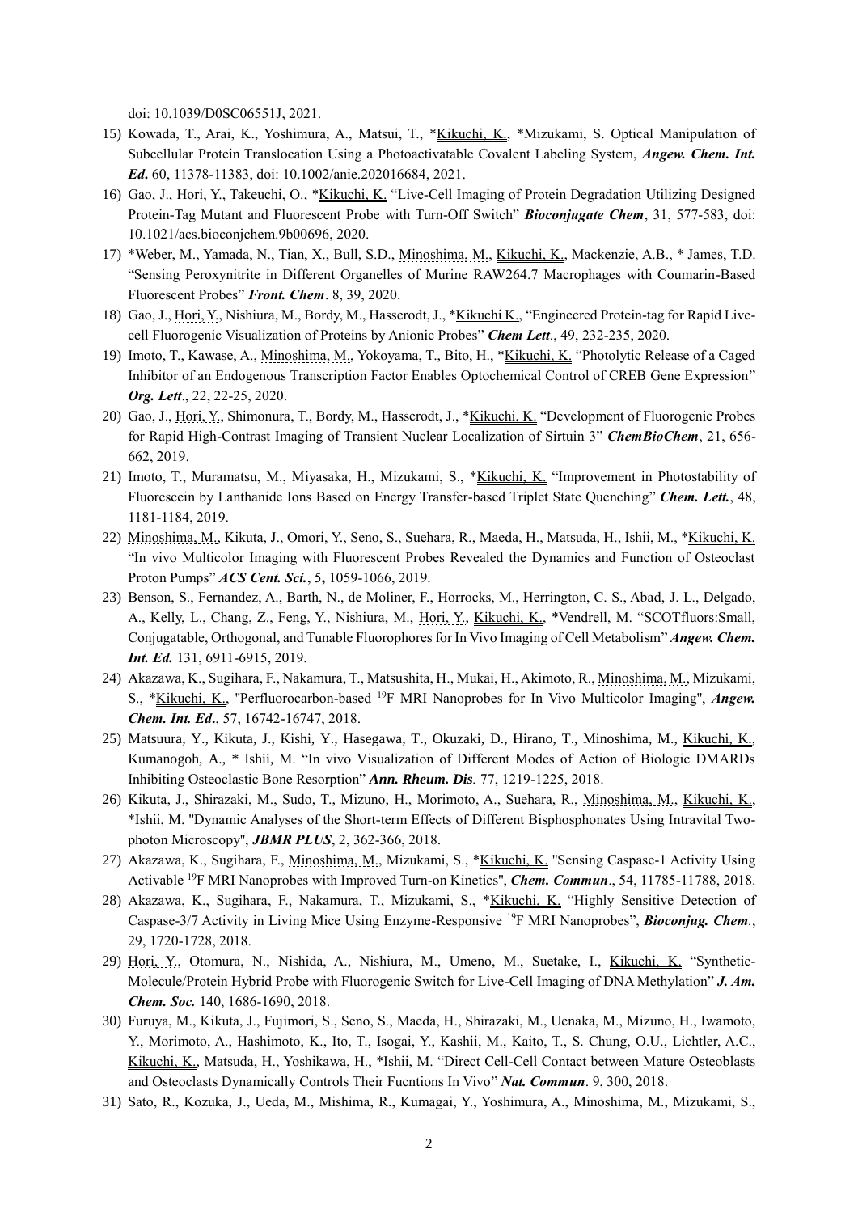doi: 10.1039/D0SC06551J, 2021.

15) Kowada, T., Arai, K., Yoshimura, A., Matsui, T., *Kikuchi, K., *Mizukami, S. Optical Manipulation of Subcellular Protein Translocation Using a Photoactivatable Covalent Labeling System, ***Angew. Chem. Int. Ed.*** 60, 11378-11383, doi: 10.1002/anie.202016684, 2021.
16) Gao, J., Hori, Y., Takeuchi, O., *Kikuchi, K. "Live-Cell Imaging of Protein Degradation Utilizing Designed Protein-Tag Mutant and Fluorescent Probe with Turn-Off Switch" ***Bioconjugate Chem***, 31, 577-583, doi: 10.1021/acs.bioconjchem.9b00696, 2020.
17) *Weber, M., Yamada, N., Tian, X., Bull, S.D., Minoshima, M., Kikuchi, K., Mackenzie, A.B., * James, T.D. "Sensing Peroxynitrite in Different Organelles of Murine RAW264.7 Macrophages with Coumarin-Based Fluorescent Probes" ***Front. Chem***. 8, 39, 2020.
18) Gao, J., Hori, Y., Nishiura, M., Bordy, M., Hasserodt, J., *Kikuchi K., "Engineered Protein-tag for Rapid Live-cell Fluorogenic Visualization of Proteins by Anionic Probes" ***Chem Lett***., 49, 232-235, 2020.
19) Imoto, T., Kawase, A., Minoshima, M., Yokoyama, T., Bito, H., *Kikuchi, K. "Photolytic Release of a Caged Inhibitor of an Endogenous Transcription Factor Enables Optochemical Control of CREB Gene Expression" ***Org. Lett***., 22, 22-25, 2020.
20) Gao, J., Hori, Y., Shimonura, T., Bordy, M., Hasserodt, J., *Kikuchi, K. "Development of Fluorogenic Probes for Rapid High-Contrast Imaging of Transient Nuclear Localization of Sirtuin 3" ***ChemBioChem***, 21, 656-662, 2019.
21) Imoto, T., Muramatsu, M., Miyasaka, H., Mizukami, S., *Kikuchi, K. "Improvement in Photostability of Fluorescein by Lanthanide Ions Based on Energy Transfer-based Triplet State Quenching" ***Chem. Lett.***, 48, 1181-1184, 2019.
22) Minoshima, M., Kikuta, J., Omori, Y., Seno, S., Suehara, R., Maeda, H., Matsuda, H., Ishii, M., *Kikuchi, K. "In vivo Multicolor Imaging with Fluorescent Probes Revealed the Dynamics and Function of Osteoclast Proton Pumps" ***ACS Cent. Sci.***, 5, 1059-1066, 2019.
23) Benson, S., Fernandez, A., Barth, N., de Moliner, F., Horrocks, M., Herrington, C. S., Abad, J. L., Delgado, A., Kelly, L., Chang, Z., Feng, Y., Nishiura, M., Hori, Y., Kikuchi, K., *Vendrell, M. "SCOTfluors:Small, Conjugatable, Orthogonal, and Tunable Fluorophores for In Vivo Imaging of Cell Metabolism" ***Angew. Chem. Int. Ed.*** 131, 6911-6915, 2019.
24) Akazawa, K., Sugihara, F., Nakamura, T., Matsushita, H., Mukai, H., Akimoto, R., Minoshima, M., Mizukami, S., *Kikuchi, K., "Perfluorocarbon-based $^{19}$F MRI Nanoprobes for In Vivo Multicolor Imaging", ***Angew. Chem. Int. Ed.***, 57, 16742-16747, 2018.
25) Matsuura, Y., Kikuta, J., Kishi, Y., Hasegawa, T., Okuzaki, D., Hirano, T., Minoshima, M., Kikuchi, K., Kumanogoh, A., * Ishii, M. "In vivo Visualization of Different Modes of Action of Biologic DMARDs Inhibiting Osteoclastic Bone Resorption" ***Ann. Rheum. Dis***. 77, 1219-1225, 2018.
26) Kikuta, J., Shirazaki, M., Sudo, T., Mizuno, H., Morimoto, A., Suehara, R., Minoshima, M., Kikuchi, K., *Ishii, M. "Dynamic Analyses of the Short-term Effects of Different Bisphosphonates Using Intravital Two-photon Microscopy", ***JBMR PLUS***, 2, 362-366, 2018.
27) Akazawa, K., Sugihara, F., Minoshima, M., Mizukami, S., *Kikuchi, K. "Sensing Caspase-1 Activity Using Activable $^{19}$F MRI Nanoprobes with Improved Turn-on Kinetics", ***Chem. Commun***., 54, 11785-11788, 2018.
28) Akazawa, K., Sugihara, F., Nakamura, T., Mizukami, S., *Kikuchi, K. "Highly Sensitive Detection of Caspase-3/7 Activity in Living Mice Using Enzyme-Responsive $^{19}$F MRI Nanoprobes", ***Bioconjug. Chem***., 29, 1720-1728, 2018.
29) Hori, Y., Otomura, N., Nishida, A., Nishiura, M., Umeno, M., Suetake, I., Kikuchi, K. "Synthetic-Molecule/Protein Hybrid Probe with Fluorogenic Switch for Live-Cell Imaging of DNA Methylation" ***J. Am. Chem. Soc.*** 140, 1686-1690, 2018.
30) Furuya, M., Kikuta, J., Fujimori, S., Seno, S., Maeda, H., Shirazaki, M., Uenaka, M., Mizuno, H., Iwamoto, Y., Morimoto, A., Hashimoto, K., Ito, T., Isogai, Y., Kashii, M., Kaito, T., S. Chung, O.U., Lichtler, A.C., Kikuchi, K., Matsuda, H., Yoshikawa, H., *Ishii, M. "Direct Cell-Cell Contact between Mature Osteoblasts and Osteoclasts Dynamically Controls Their Fucntions In Vivo" ***Nat. Commun***. 9, 300, 2018.
31) Sato, R., Kozuka, J., Ueda, M., Mishima, R., Kumagai, Y., Yoshimura, A., Minoshima, M., Mizukami, S.,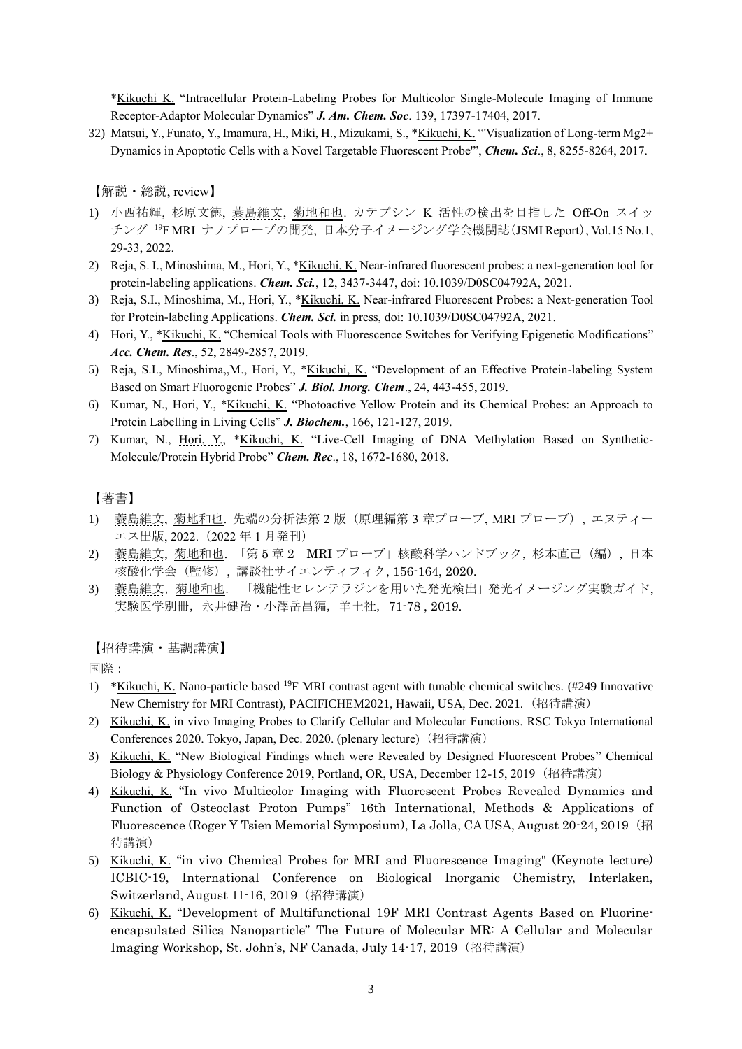*Kikuchi K. "Intracellular Protein-Labeling Probes for Multicolor Single-Molecule Imaging of Immune Receptor-Adaptor Molecular Dynamics" ***J. Am. Chem. Soc***. 139, 17397-17404, 2017.

32) Matsui, Y., Funato, Y., Imamura, H., Miki, H., Mizukami, S., *Kikuchi, K. "'Visualization of Long-term Mg2+ Dynamics in Apoptotic Cells with a Novel Targetable Fluorescent Probe'", ***Chem. Sci***., 8, 8255-8264, 2017.

【解説・総説, review】

1) 小西祐輝, 杉原文徳, 蓑島維文, 菊地和也. カテプシン K 活性の検出を目指した Off-On スイッチング $^{19}$F MRI ナノプローブの開発, 日本分子イメージング学会機関誌(JSMI Report), Vol.15 No.1, 29-33, 2022.
2) Reja, S. I., Minoshima, M., Hori, Y., *Kikuchi, K. Near-infrared fluorescent probes: a next-generation tool for protein-labeling applications. ***Chem. Sci.***, 12, 3437-3447, doi: 10.1039/D0SC04792A, 2021.
3) Reja, S.I., Minoshima, M., Hori, Y., *Kikuchi, K. Near-infrared Fluorescent Probes: a Next-generation Tool for Protein-labeling Applications. ***Chem. Sci.*** in press, doi: 10.1039/D0SC04792A, 2021.
4) Hori, Y., *Kikuchi, K. "Chemical Tools with Fluorescence Switches for Verifying Epigenetic Modifications" ***Acc. Chem. Res***., 52, 2849-2857, 2019.
5) Reja, S.I., Minoshima,.M., Hori, Y., *Kikuchi, K. "Development of an Effective Protein-labeling System Based on Smart Fluorogenic Probes" ***J. Biol. Inorg. Chem***., 24, 443-455, 2019.
6) Kumar, N., Hori, Y., *Kikuchi, K. "Photoactive Yellow Protein and its Chemical Probes: an Approach to Protein Labelling in Living Cells" ***J. Biochem.***, 166, 121-127, 2019.
7) Kumar, N., Hori, Y., *Kikuchi, K. "Live-Cell Imaging of DNA Methylation Based on Synthetic-Molecule/Protein Hybrid Probe" ***Chem. Rec***., 18, 1672-1680, 2018.

【著書】

1) 蓑島維文, 菊地和也. 先端の分析法第 2 版（原理編第 3 章プローブ, MRI プローブ）, エヌティーエス出版, 2022.（2022 年 1 月発刊）
2) 蓑島維文, 菊地和也. 「第 5 章 2　MRI プローブ」核酸科学ハンドブック, 杉本直己（編）, 日本核酸化学会（監修）, 講談社サイエンティフィク, 156-164, 2020.
3) 蓑島維文, 菊地和也. 「機能性セレンテラジンを用いた発光検出」発光イメージング実験ガイド, 実験医学別冊, 永井健治・小澤岳昌編, 羊土社, 71-78 , 2019.

【招待講演・基調講演】

国際：

1) *Kikuchi, K. Nano-particle based $^{19}$F MRI contrast agent with tunable chemical switches. (#249 Innovative New Chemistry for MRI Contrast), PACIFICHEM2021, Hawaii, USA, Dec. 2021.（招待講演）
2) Kikuchi, K. in vivo Imaging Probes to Clarify Cellular and Molecular Functions. RSC Tokyo International Conferences 2020. Tokyo, Japan, Dec. 2020. (plenary lecture)（招待講演）
3) Kikuchi, K. "New Biological Findings which were Revealed by Designed Fluorescent Probes" Chemical Biology & Physiology Conference 2019, Portland, OR, USA, December 12-15, 2019（招待講演）
4) Kikuchi, K. "In vivo Multicolor Imaging with Fluorescent Probes Revealed Dynamics and Function of Osteoclast Proton Pumps" 16th International, Methods & Applications of Fluorescence (Roger Y Tsien Memorial Symposium), La Jolla, CA USA, August 20-24, 2019（招待講演）
5) Kikuchi, K. "in vivo Chemical Probes for MRI and Fluorescence Imaging" (Keynote lecture) ICBIC-19, International Conference on Biological Inorganic Chemistry, Interlaken, Switzerland, August 11-16, 2019（招待講演）
6) Kikuchi, K. "Development of Multifunctional 19F MRI Contrast Agents Based on Fluorine-encapsulated Silica Nanoparticle" The Future of Molecular MR: A Cellular and Molecular Imaging Workshop, St. John's, NF Canada, July 14-17, 2019（招待講演）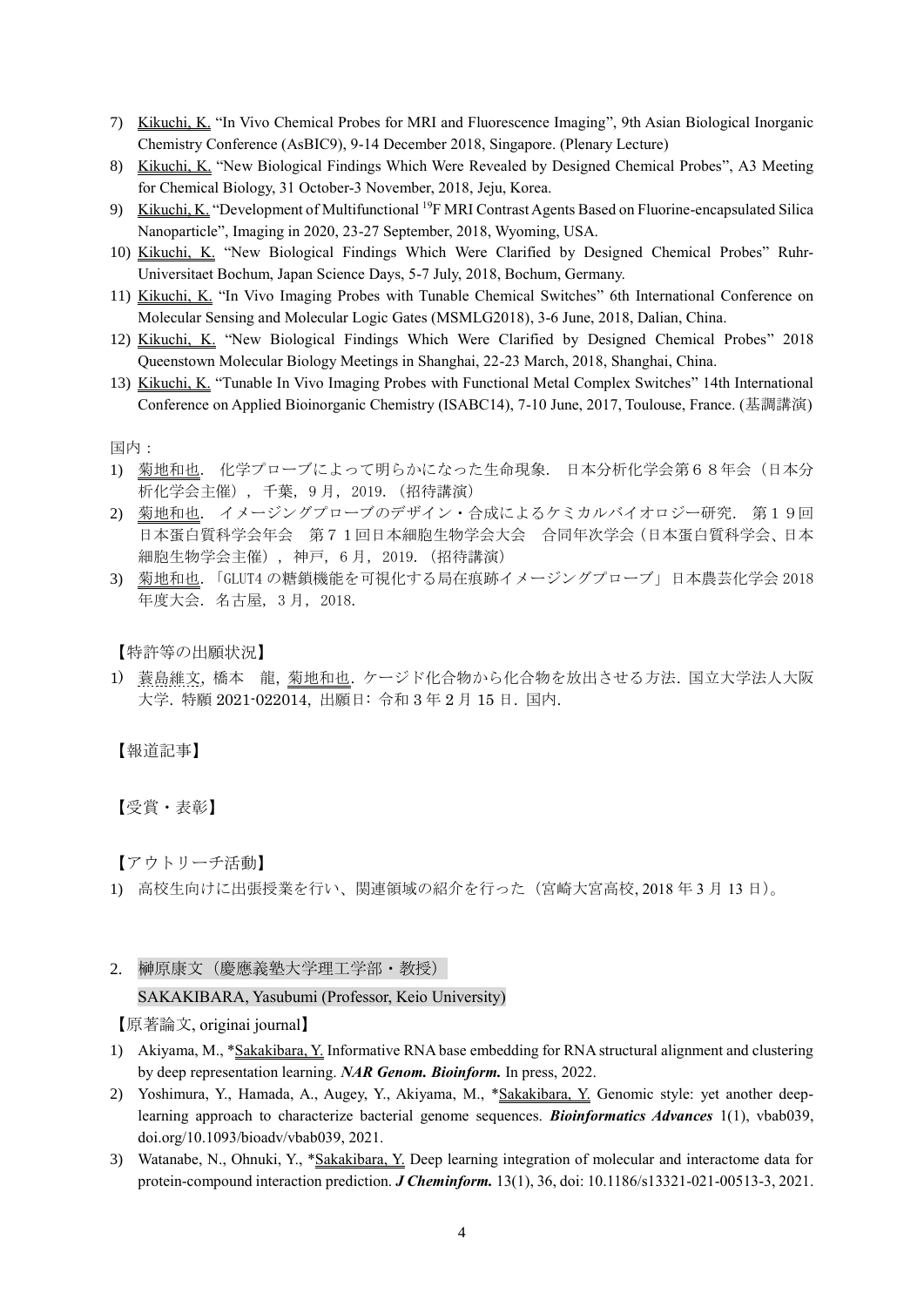7) Kikuchi, K. "In Vivo Chemical Probes for MRI and Fluorescence Imaging", 9th Asian Biological Inorganic Chemistry Conference (AsBIC9), 9-14 December 2018, Singapore. (Plenary Lecture)
8) Kikuchi, K. "New Biological Findings Which Were Revealed by Designed Chemical Probes", A3 Meeting for Chemical Biology, 31 October-3 November, 2018, Jeju, Korea.
9) Kikuchi, K. "Development of Multifunctional $^{19}$F MRI Contrast Agents Based on Fluorine-encapsulated Silica Nanoparticle", Imaging in 2020, 23-27 September, 2018, Wyoming, USA.
10) Kikuchi, K. "New Biological Findings Which Were Clarified by Designed Chemical Probes" Ruhr-Universitaet Bochum, Japan Science Days, 5-7 July, 2018, Bochum, Germany.
11) Kikuchi, K. "In Vivo Imaging Probes with Tunable Chemical Switches" 6th International Conference on Molecular Sensing and Molecular Logic Gates (MSMLG2018), 3-6 June, 2018, Dalian, China.
12) Kikuchi, K. "New Biological Findings Which Were Clarified by Designed Chemical Probes" 2018 Queenstown Molecular Biology Meetings in Shanghai, 22-23 March, 2018, Shanghai, China.
13) Kikuchi, K. "Tunable In Vivo Imaging Probes with Functional Metal Complex Switches" 14th International Conference on Applied Bioinorganic Chemistry (ISABC14), 7-10 June, 2017, Toulouse, France. (基調講演)

国内：

1) 菊地和也．化学プローブによって明らかになった生命現象．日本分析化学会第６８年会（日本分析化学会主催），千葉，９月，2019．（招待講演）
2) 菊地和也．イメージングプローブのデザイン・合成によるケミカルバイオロジー研究．第１９回日本蛋白質科学会年会　第７１回日本細胞生物学会大会　合同年次学会（日本蛋白質科学会、日本細胞生物学会主催），神戸，６月，2019．（招待講演）
3) 菊地和也．「GLUT4 の糖鎖機能を可視化する局在痕跡イメージングプローブ」日本農芸化学会 2018 年度大会．名古屋，３月，2018．

【特許等の出願状況】

1) 蓑島維文，橋本　龍，菊地和也．ケージド化合物から化合物を放出させる方法．国立大学法人大阪大学．特願 2021-022014，出願日：令和３年２月 15 日．国内．

【報道記事】

【受賞・表彰】

【アウトリーチ活動】

1) 高校生向けに出張授業を行い、関連領域の紹介を行った（宮崎大宮高校, 2018 年 3 月 13 日)。

## 2. 榊原康文（慶應義塾大学理工学部・教授）

SAKAKIBARA, Yasubumi (Professor, Keio University)

【原著論文, originai journal】

1) Akiyama, M., *Sakakibara, Y. Informative RNA base embedding for RNA structural alignment and clustering by deep representation learning. ***NAR Genom. Bioinform.*** In press, 2022.
2) Yoshimura, Y., Hamada, A., Augey, Y., Akiyama, M., *Sakakibara, Y. Genomic style: yet another deep-learning approach to characterize bacterial genome sequences. ***Bioinformatics Advances*** 1(1), vbab039, doi.org/10.1093/bioadv/vbab039, 2021.
3) Watanabe, N., Ohnuki, Y., *Sakakibara, Y. Deep learning integration of molecular and interactome data for protein-compound interaction prediction. ***J Cheminform.*** 13(1), 36, doi: 10.1186/s13321-021-00513-3, 2021.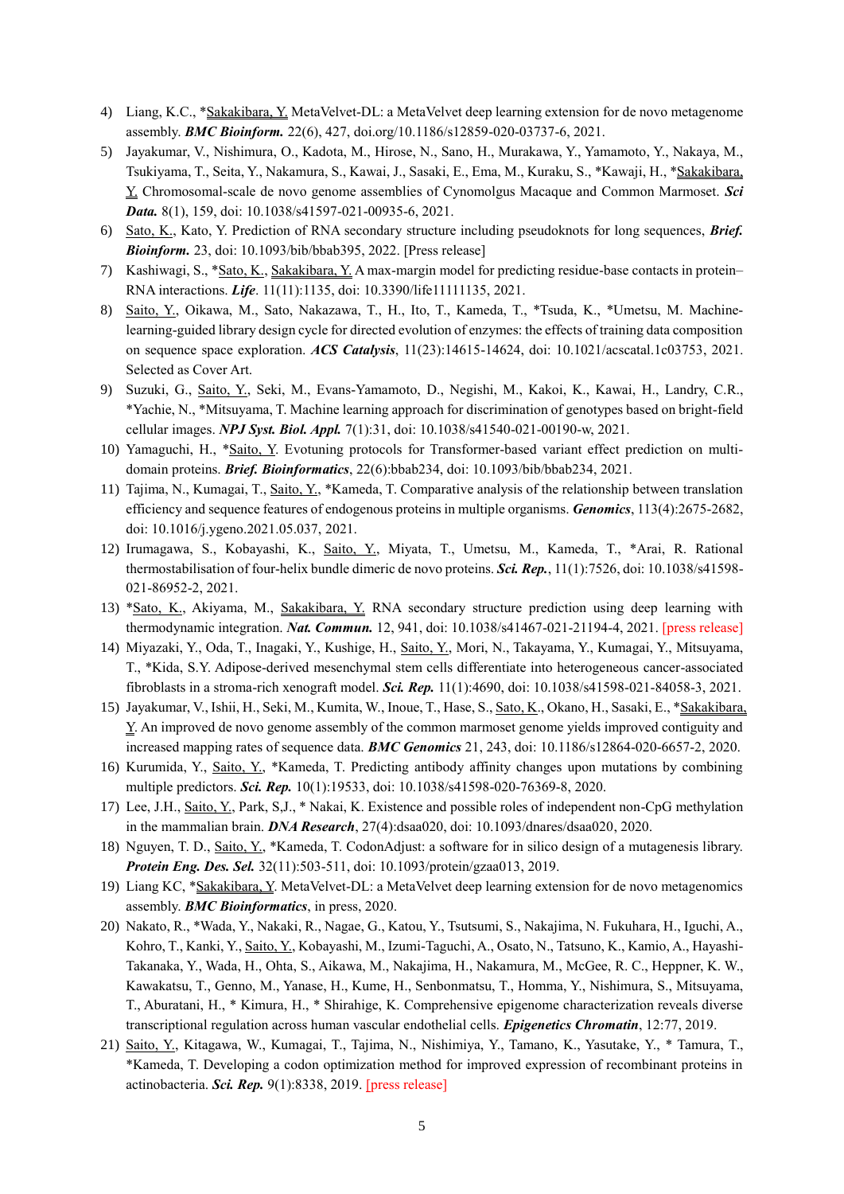4) Liang, K.C., *Sakakibara, Y. MetaVelvet-DL: a MetaVelvet deep learning extension for de novo metagenome assembly. ***BMC Bioinform.*** 22(6), 427, doi.org/10.1186/s12859-020-03737-6, 2021.
5) Jayakumar, V., Nishimura, O., Kadota, M., Hirose, N., Sano, H., Murakawa, Y., Yamamoto, Y., Nakaya, M., Tsukiyama, T., Seita, Y., Nakamura, S., Kawai, J., Sasaki, E., Ema, M., Kuraku, S., *Kawaji, H., *Sakakibara, Y. Chromosomal-scale de novo genome assemblies of Cynomolgus Macaque and Common Marmoset. ***Sci Data.*** 8(1), 159, doi: 10.1038/s41597-021-00935-6, 2021.
6) Sato, K., Kato, Y. Prediction of RNA secondary structure including pseudoknots for long sequences, ***Brief. Bioinform.*** 23, doi: 10.1093/bib/bbab395, 2022. [Press release]
7) Kashiwagi, S., *Sato, K., Sakakibara, Y. A max-margin model for predicting residue-base contacts in protein–RNA interactions. ***Life***. 11(11):1135, doi: 10.3390/life11111135, 2021.
8) Saito, Y., Oikawa, M., Sato, Nakazawa, T., H., Ito, T., Kameda, T., *Tsuda, K., *Umetsu, M. Machine-learning-guided library design cycle for directed evolution of enzymes: the effects of training data composition on sequence space exploration. ***ACS Catalysis***, 11(23):14615-14624, doi: 10.1021/acscatal.1c03753, 2021. Selected as Cover Art.
9) Suzuki, G., Saito, Y., Seki, M., Evans-Yamamoto, D., Negishi, M., Kakoi, K., Kawai, H., Landry, C.R., *Yachie, N., *Mitsuyama, T. Machine learning approach for discrimination of genotypes based on bright-field cellular images. ***NPJ Syst. Biol. Appl.*** 7(1):31, doi: 10.1038/s41540-021-00190-w, 2021.
10) Yamaguchi, H., *Saito, Y. Evotuning protocols for Transformer-based variant effect prediction on multi-domain proteins. ***Brief. Bioinformatics***, 22(6):bbab234, doi: 10.1093/bib/bbab234, 2021.
11) Tajima, N., Kumagai, T., Saito, Y., *Kameda, T. Comparative analysis of the relationship between translation efficiency and sequence features of endogenous proteins in multiple organisms. ***Genomics***, 113(4):2675-2682, doi: 10.1016/j.ygeno.2021.05.037, 2021.
12) Irumagawa, S., Kobayashi, K., Saito, Y., Miyata, T., Umetsu, M., Kameda, T., *Arai, R. Rational thermostabilisation of four-helix bundle dimeric de novo proteins. ***Sci. Rep.***, 11(1):7526, doi: 10.1038/s41598-021-86952-2, 2021.
13) *Sato, K., Akiyama, M., Sakakibara, Y. RNA secondary structure prediction using deep learning with thermodynamic integration. ***Nat. Commun.*** 12, 941, doi: 10.1038/s41467-021-21194-4, 2021. [press release]
14) Miyazaki, Y., Oda, T., Inagaki, Y., Kushige, H., Saito, Y., Mori, N., Takayama, Y., Kumagai, Y., Mitsuyama, T., *Kida, S.Y. Adipose-derived mesenchymal stem cells differentiate into heterogeneous cancer-associated fibroblasts in a stroma-rich xenograft model. ***Sci. Rep.*** 11(1):4690, doi: 10.1038/s41598-021-84058-3, 2021.
15) Jayakumar, V., Ishii, H., Seki, M., Kumita, W., Inoue, T., Hase, S., Sato, K., Okano, H., Sasaki, E., *Sakakibara, Y. An improved de novo genome assembly of the common marmoset genome yields improved contiguity and increased mapping rates of sequence data. ***BMC Genomics*** 21, 243, doi: 10.1186/s12864-020-6657-2, 2020.
16) Kurumida, Y., Saito, Y., *Kameda, T. Predicting antibody affinity changes upon mutations by combining multiple predictors. ***Sci. Rep.*** 10(1):19533, doi: 10.1038/s41598-020-76369-8, 2020.
17) Lee, J.H., Saito, Y., Park, S,J., * Nakai, K. Existence and possible roles of independent non-CpG methylation in the mammalian brain. ***DNA Research***, 27(4):dsaa020, doi: 10.1093/dnares/dsaa020, 2020.
18) Nguyen, T. D., Saito, Y., *Kameda, T. CodonAdjust: a software for in silico design of a mutagenesis library. ***Protein Eng. Des. Sel.*** 32(11):503-511, doi: 10.1093/protein/gzaa013, 2019.
19) Liang KC, *Sakakibara, Y. MetaVelvet-DL: a MetaVelvet deep learning extension for de novo metagenomics assembly. ***BMC Bioinformatics***, in press, 2020.
20) Nakato, R., *Wada, Y., Nakaki, R., Nagae, G., Katou, Y., Tsutsumi, S., Nakajima, N. Fukuhara, H., Iguchi, A., Kohro, T., Kanki, Y., Saito, Y., Kobayashi, M., Izumi-Taguchi, A., Osato, N., Tatsuno, K., Kamio, A., Hayashi-Takanaka, Y., Wada, H., Ohta, S., Aikawa, M., Nakajima, H., Nakamura, M., McGee, R. C., Heppner, K. W., Kawakatsu, T., Genno, M., Yanase, H., Kume, H., Senbonmatsu, T., Homma, Y., Nishimura, S., Mitsuyama, T., Aburatani, H., * Kimura, H., * Shirahige, K. Comprehensive epigenome characterization reveals diverse transcriptional regulation across human vascular endothelial cells. ***Epigenetics Chromatin***, 12:77, 2019.
21) Saito, Y., Kitagawa, W., Kumagai, T., Tajima, N., Nishimiya, Y., Tamano, K., Yasutake, Y., * Tamura, T., *Kameda, T. Developing a codon optimization method for improved expression of recombinant proteins in actinobacteria. ***Sci. Rep.*** 9(1):8338, 2019. [press release]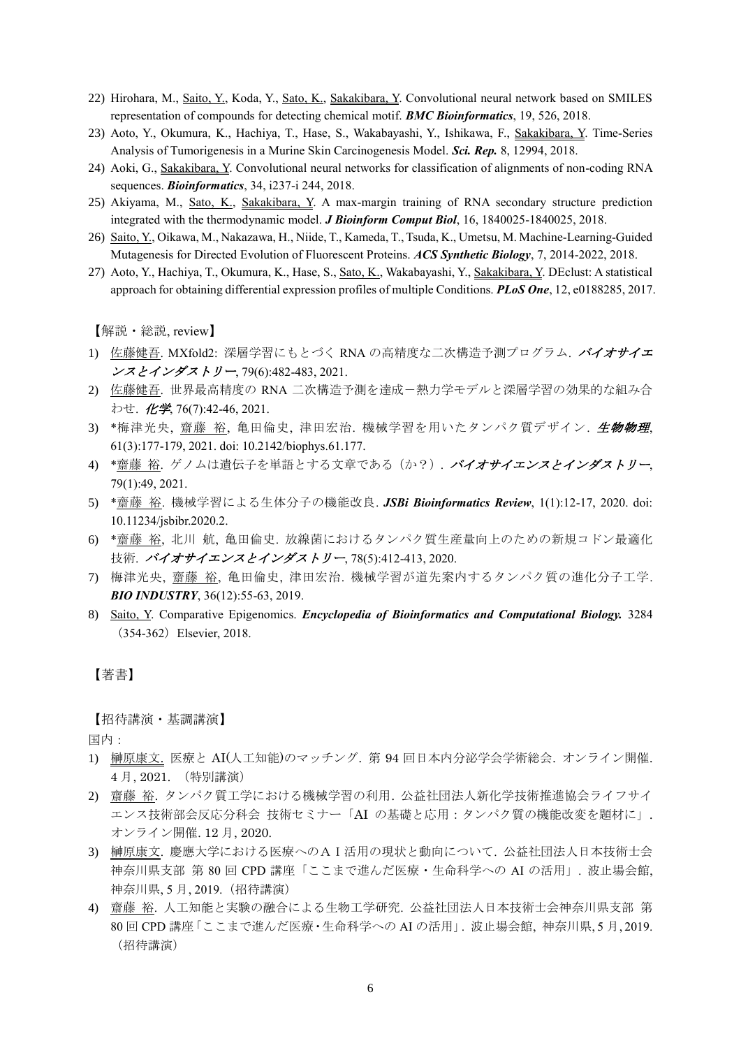22) Hirohara, M., Saito, Y., Koda, Y., Sato, K., Sakakibara, Y. Convolutional neural network based on SMILES representation of compounds for detecting chemical motif. ***BMC Bioinformatics***, 19, 526, 2018.
23) Aoto, Y., Okumura, K., Hachiya, T., Hase, S., Wakabayashi, Y., Ishikawa, F., Sakakibara, Y. Time-Series Analysis of Tumorigenesis in a Murine Skin Carcinogenesis Model. ***Sci. Rep.*** 8, 12994, 2018.
24) Aoki, G., Sakakibara, Y. Convolutional neural networks for classification of alignments of non-coding RNA sequences. ***Bioinformatics***, 34, i237-i 244, 2018.
25) Akiyama, M., Sato, K., Sakakibara, Y. A max-margin training of RNA secondary structure prediction integrated with the thermodynamic model. ***J Bioinform Comput Biol***, 16, 1840025-1840025, 2018.
26) Saito, Y., Oikawa, M., Nakazawa, H., Niide, T., Kameda, T., Tsuda, K., Umetsu, M. Machine-Learning-Guided Mutagenesis for Directed Evolution of Fluorescent Proteins. ***ACS Synthetic Biology***, 7, 2014-2022, 2018.
27) Aoto, Y., Hachiya, T., Okumura, K., Hase, S., Sato, K., Wakabayashi, Y., Sakakibara, Y. DEclust: A statistical approach for obtaining differential expression profiles of multiple Conditions. ***PLoS One***, 12, e0188285, 2017.

【解説・総説, review】

1) 佐藤健吾. MXfold2: 深層学習にもとづく RNA の高精度な二次構造予測プログラム. ***バイオサイエンスとインダストリー***, 79(6):482-483, 2021.
2) 佐藤健吾. 世界最高精度の RNA 二次構造予測を達成－熱力学モデルと深層学習の効果的な組み合わせ. ***化学***, 76(7):42-46, 2021.
3) *梅津光央, 齋藤 裕, 亀田倫史, 津田宏治. 機械学習を用いたタンパク質デザイン. ***生物物理***, 61(3):177-179, 2021. doi: 10.2142/biophys.61.177.
4) *齋藤 裕. ゲノムは遺伝子を単語とする文章である（か？）. ***バイオサイエンスとインダストリー***, 79(1):49, 2021.
5) *齋藤 裕. 機械学習による生体分子の機能改良. ***JSBi Bioinformatics Review***, 1(1):12-17, 2020. doi: 10.11234/jsbibr.2020.2.
6) *齋藤 裕, 北川 航, 亀田倫史. 放線菌におけるタンパク質生産量向上のための新規コドン最適化技術. ***バイオサイエンスとインダストリー***, 78(5):412-413, 2020.
7) 梅津光央, 齋藤 裕, 亀田倫史, 津田宏治. 機械学習が道先案内するタンパク質の進化分子工学. ***BIO INDUSTRY***, 36(12):55-63, 2019.
8) Saito, Y. Comparative Epigenomics. ***Encyclopedia of Bioinformatics and Computational Biology.*** 3284 （354-362） Elsevier, 2018.

【著書】

【招待講演・基調講演】

国内：

1) 榊原康文. 医療と AI(人工知能)のマッチング. 第 94 回日本内分泌学会学術総会. オンライン開催. 4 月, 2021. （特別講演）
2) 齋藤 裕. タンパク質工学における機械学習の利用. 公益社団法人新化学技術推進協会ライフサイエンス技術部会反応分科会 技術セミナー「AI の基礎と応用：タンパク質の機能改変を題材に」. オンライン開催. 12 月, 2020.
3) 榊原康文. 慶應大学における医療へのＡＩ活用の現状と動向について. 公益社団法人日本技術士会神奈川県支部 第 80 回 CPD 講座「ここまで進んだ医療・生命科学への AI の活用」. 波止場会館, 神奈川県, 5 月, 2019.（招待講演）
4) 齋藤 裕. 人工知能と実験の融合による生物工学研究. 公益社団法人日本技術士会神奈川県支部 第 80 回 CPD 講座「ここまで進んだ医療・生命科学への AI の活用」. 波止場会館, 神奈川県, 5 月, 2019.（招待講演）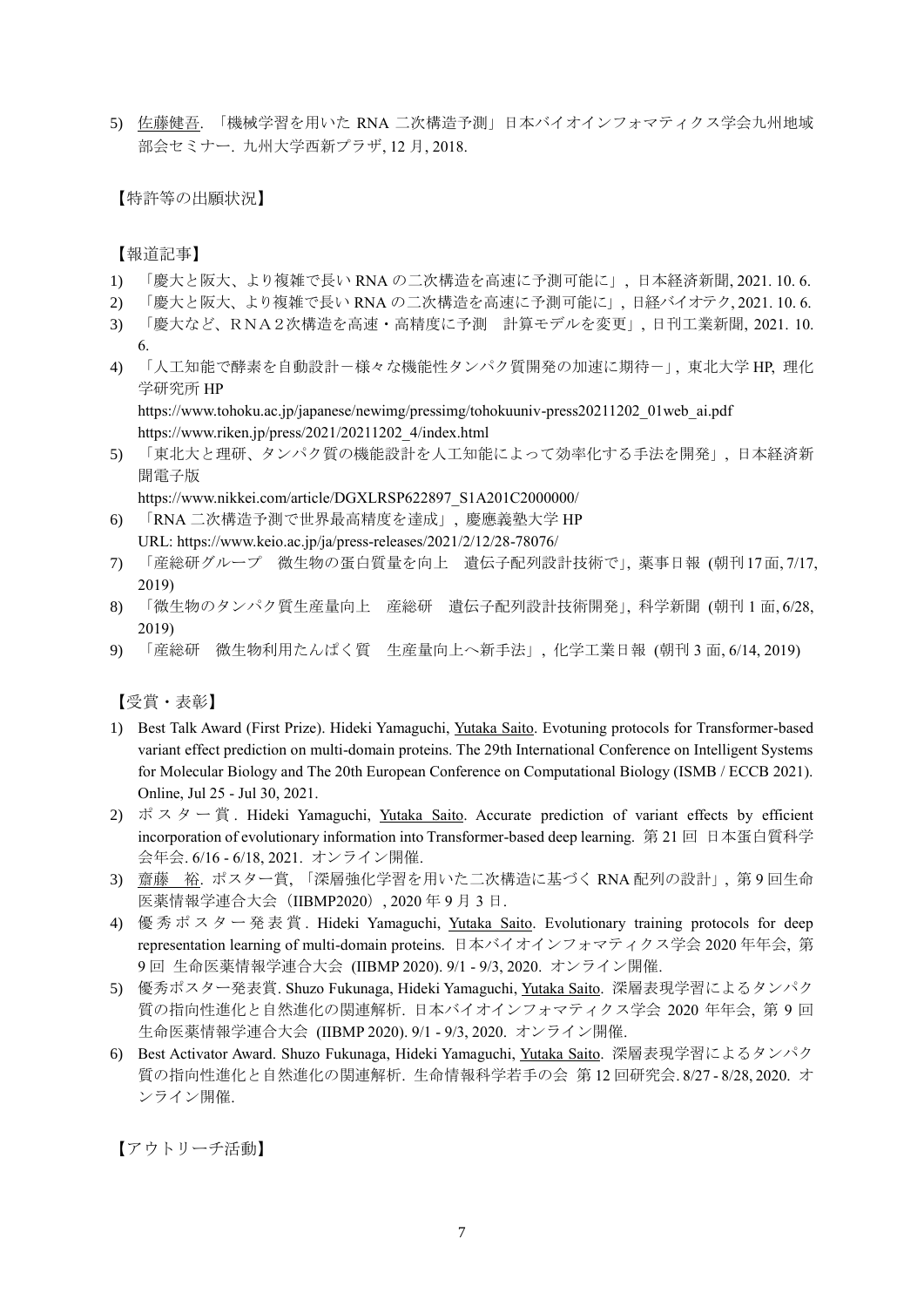5) 佐藤健吾. 「機械学習を用いた RNA 二次構造予測」日本バイオインフォマティクス学会九州地域部会セミナー. 九州大学西新プラザ, 12 月, 2018.

【特許等の出願状況】

【報道記事】

1) 「慶大と阪大、より複雑で長い RNA の二次構造を高速に予測可能に」, 日本経済新聞, 2021. 10. 6.
2) 「慶大と阪大、より複雑で長い RNA の二次構造を高速に予測可能に」, 日経バイオテク, 2021. 10. 6.
3) 「慶大など、ＲＮＡ２次構造を高速・高精度に予測　計算モデルを変更」, 日刊工業新聞, 2021. 10. 6.
4) 「人工知能で酵素を自動設計－様々な機能性タンパク質開発の加速に期待－」, 東北大学 HP, 理化学研究所 HP
   https://www.tohoku.ac.jp/japanese/newimg/pressimg/tohokuuniv-press20211202_01web_ai.pdf
   https://www.riken.jp/press/2021/20211202_4/index.html
5) 「東北大と理研、タンパク質の機能設計を人工知能によって効率化する手法を開発」, 日本経済新聞電子版
   https://www.nikkei.com/article/DGXLRSP622897_S1A201C2000000/
6) 「RNA 二次構造予測で世界最高精度を達成」, 慶應義塾大学 HP
   URL: https://www.keio.ac.jp/ja/press-releases/2021/2/12/28-78076/
7) 「産総研グループ　微生物の蛋白質量を向上　遺伝子配列設計技術で」, 薬事日報 (朝刊 17 面, 7/17, 2019)
8) 「微生物のタンパク質生産量向上　産総研　遺伝子配列設計技術開発」, 科学新聞 (朝刊 1 面, 6/28, 2019)
9) 「産総研　微生物利用たんぱく質　生産量向上へ新手法」, 化学工業日報 (朝刊 3 面, 6/14, 2019)

【受賞・表彰】

1) Best Talk Award (First Prize). Hideki Yamaguchi, Yutaka Saito. Evotuning protocols for Transformer-based variant effect prediction on multi-domain proteins. The 29th International Conference on Intelligent Systems for Molecular Biology and The 20th European Conference on Computational Biology (ISMB / ECCB 2021). Online, Jul 25 - Jul 30, 2021.
2) ポスター賞. Hideki Yamaguchi, Yutaka Saito. Accurate prediction of variant effects by efficient incorporation of evolutionary information into Transformer-based deep learning. 第 21 回 日本蛋白質科学会年会. 6/16 - 6/18, 2021. オンライン開催.
3) 齋藤　裕. ポスター賞, 「深層強化学習を用いた二次構造に基づく RNA 配列の設計」, 第 9 回生命医薬情報学連合大会（IIBMP2020）, 2020 年 9 月 3 日.
4) 優秀ポスター発表賞. Hideki Yamaguchi, Yutaka Saito. Evolutionary training protocols for deep representation learning of multi-domain proteins. 日本バイオインフォマティクス学会 2020 年年会, 第 9 回 生命医薬情報学連合大会 (IIBMP 2020). 9/1 - 9/3, 2020. オンライン開催.
5) 優秀ポスター発表賞. Shuzo Fukunaga, Hideki Yamaguchi, Yutaka Saito. 深層表現学習によるタンパク質の指向性進化と自然進化の関連解析. 日本バイオインフォマティクス学会 2020 年年会, 第 9 回 生命医薬情報学連合大会 (IIBMP 2020). 9/1 - 9/3, 2020. オンライン開催.
6) Best Activator Award. Shuzo Fukunaga, Hideki Yamaguchi, Yutaka Saito. 深層表現学習によるタンパク質の指向性進化と自然進化の関連解析. 生命情報科学若手の会 第 12 回研究会. 8/27 - 8/28, 2020. オンライン開催.

【アウトリーチ活動】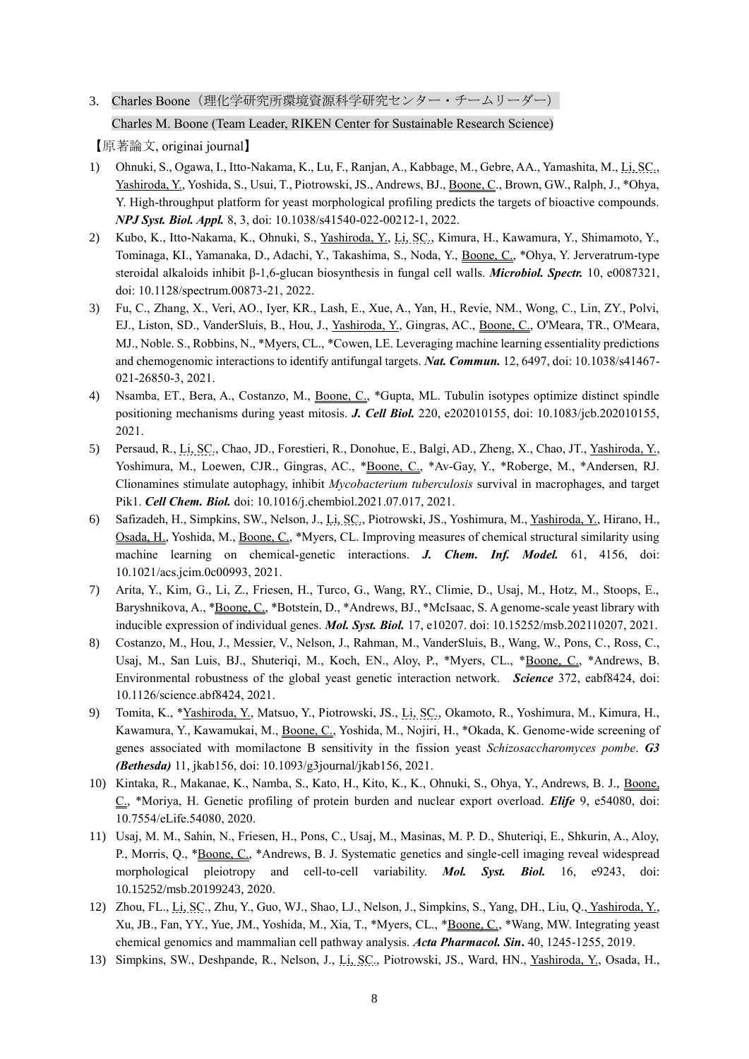3. Charles Boone（理化学研究所環境資源科学研究センター・チームリーダー）

Charles M. Boone (Team Leader, RIKEN Center for Sustainable Research Science)

【原著論文, originai journal】

1) Ohnuki, S., Ogawa, I., Itto-Nakama, K., Lu, F., Ranjan, A., Kabbage, M., Gebre, AA., Yamashita, M., Li, SC., Yashiroda, Y., Yoshida, S., Usui, T., Piotrowski, JS., Andrews, BJ., Boone, C., Brown, GW., Ralph, J., *Ohya, Y. High-throughput platform for yeast morphological profiling predicts the targets of bioactive compounds. ***NPJ Syst. Biol. Appl.*** 8, 3, doi: 10.1038/s41540-022-00212-1, 2022.
2) Kubo, K., Itto-Nakama, K., Ohnuki, S., Yashiroda, Y., Li, SC., Kimura, H., Kawamura, Y., Shimamoto, Y., Tominaga, KI., Yamanaka, D., Adachi, Y., Takashima, S., Noda, Y., Boone, C., *Ohya, Y. Jerveratrum-type steroidal alkaloids inhibit β-1,6-glucan biosynthesis in fungal cell walls. ***Microbiol. Spectr.*** 10, e0087321, doi: 10.1128/spectrum.00873-21, 2022.
3) Fu, C., Zhang, X., Veri, AO., Iyer, KR., Lash, E., Xue, A., Yan, H., Revie, NM., Wong, C., Lin, ZY., Polvi, EJ., Liston, SD., VanderSluis, B., Hou, J., Yashiroda, Y., Gingras, AC., Boone, C., O'Meara, TR., O'Meara, MJ., Noble. S., Robbins, N., *Myers, CL., *Cowen, LE. Leveraging machine learning essentiality predictions and chemogenomic interactions to identify antifungal targets. ***Nat. Commun.*** 12, 6497, doi: 10.1038/s41467-021-26850-3, 2021.
4) Nsamba, ET., Bera, A., Costanzo, M., Boone, C., *Gupta, ML. Tubulin isotypes optimize distinct spindle positioning mechanisms during yeast mitosis. ***J. Cell Biol.*** 220, e202010155, doi: 10.1083/jcb.202010155, 2021.
5) Persaud, R., Li, SC., Chao, JD., Forestieri, R., Donohue, E., Balgi, AD., Zheng, X., Chao, JT., Yashiroda, Y., Yoshimura, M., Loewen, CJR., Gingras, AC., *Boone, C., *Av-Gay, Y., *Roberge, M., *Andersen, RJ. Clionamines stimulate autophagy, inhibit *Mycobacterium tuberculosis* survival in macrophages, and target Pik1. ***Cell Chem. Biol.*** doi: 10.1016/j.chembiol.2021.07.017, 2021.
6) Safizadeh, H., Simpkins, SW., Nelson, J., Li, SC., Piotrowski, JS., Yoshimura, M., Yashiroda, Y., Hirano, H., Osada, H., Yoshida, M., Boone, C., *Myers, CL. Improving measures of chemical structural similarity using machine learning on chemical-genetic interactions. ***J. Chem. Inf. Model.*** 61, 4156, doi: 10.1021/acs.jcim.0c00993, 2021.
7) Arita, Y., Kim, G., Li, Z., Friesen, H., Turco, G., Wang, RY., Climie, D., Usaj, M., Hotz, M., Stoops, E., Baryshnikova, A., *Boone, C., *Botstein, D., *Andrews, BJ., *McIsaac, S. A genome-scale yeast library with inducible expression of individual genes. ***Mol. Syst. Biol.*** 17, e10207. doi: 10.15252/msb.202110207, 2021.
8) Costanzo, M., Hou, J., Messier, V., Nelson, J., Rahman, M., VanderSluis, B., Wang, W., Pons, C., Ross, C., Usaj, M., San Luis, BJ., Shuteriqi, M., Koch, EN., Aloy, P., *Myers, CL., *Boone, C., *Andrews, B. Environmental robustness of the global yeast genetic interaction network. ***Science*** 372, eabf8424, doi: 10.1126/science.abf8424, 2021.
9) Tomita, K., *Yashiroda, Y., Matsuo, Y., Piotrowski, JS., Li, SC., Okamoto, R., Yoshimura, M., Kimura, H., Kawamura, Y., Kawamukai, M., Boone, C., Yoshida, M., Nojiri, H., *Okada, K. Genome-wide screening of genes associated with momilactone B sensitivity in the fission yeast *Schizosaccharomyces pombe*. ***G3 (Bethesda)*** 11, jkab156, doi: 10.1093/g3journal/jkab156, 2021.
10) Kintaka, R., Makanae, K., Namba, S., Kato, H., Kito, K., K., Ohnuki, S., Ohya, Y., Andrews, B. J., Boone, C., *Moriya, H. Genetic profiling of protein burden and nuclear export overload. ***Elife*** 9, e54080, doi: 10.7554/eLife.54080, 2020.
11) Usaj, M. M., Sahin, N., Friesen, H., Pons, C., Usaj, M., Masinas, M. P. D., Shuteriqi, E., Shkurin, A., Aloy, P., Morris, Q., *Boone, C., *Andrews, B. J. Systematic genetics and single-cell imaging reveal widespread morphological pleiotropy and cell-to-cell variability. ***Mol. Syst. Biol.*** 16, e9243, doi: 10.15252/msb.20199243, 2020.
12) Zhou, FL., Li, SC., Zhu, Y., Guo, WJ., Shao, LJ., Nelson, J., Simpkins, S., Yang, DH., Liu, Q., Yashiroda, Y., Xu, JB., Fan, YY., Yue, JM., Yoshida, M., Xia, T., *Myers, CL., *Boone, C., *Wang, MW. Integrating yeast chemical genomics and mammalian cell pathway analysis. ***Acta Pharmacol. Sin.*** 40, 1245-1255, 2019.
13) Simpkins, SW., Deshpande, R., Nelson, J., Li, SC., Piotrowski, JS., Ward, HN., Yashiroda, Y., Osada, H.,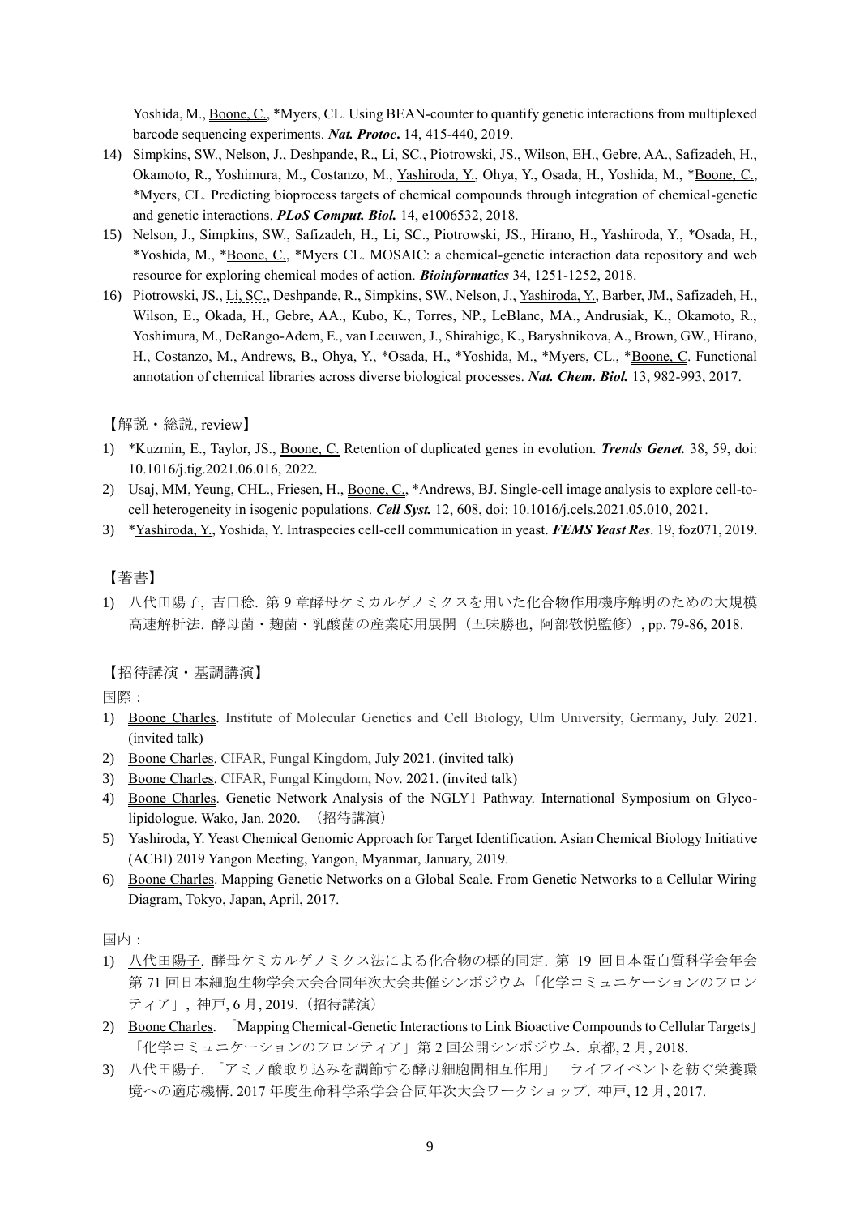Yoshida, M., Boone, C., *Myers, CL. Using BEAN-counter to quantify genetic interactions from multiplexed barcode sequencing experiments. ***Nat. Protoc*.** 14, 415-440, 2019.

14) Simpkins, SW., Nelson, J., Deshpande, R., Li, SC., Piotrowski, JS., Wilson, EH., Gebre, AA., Safizadeh, H., Okamoto, R., Yoshimura, M., Costanzo, M., Yashiroda, Y., Ohya, Y., Osada, H., Yoshida, M., *Boone, C., *Myers, CL. Predicting bioprocess targets of chemical compounds through integration of chemical-genetic and genetic interactions. ***PLoS Comput. Biol.*** 14, e1006532, 2018.
15) Nelson, J., Simpkins, SW., Safizadeh, H., Li, SC., Piotrowski, JS., Hirano, H., Yashiroda, Y., *Osada, H., *Yoshida, M., *Boone, C., *Myers CL. MOSAIC: a chemical-genetic interaction data repository and web resource for exploring chemical modes of action. ***Bioinformatics*** 34, 1251-1252, 2018.
16) Piotrowski, JS., Li, SC., Deshpande, R., Simpkins, SW., Nelson, J., Yashiroda, Y., Barber, JM., Safizadeh, H., Wilson, E., Okada, H., Gebre, AA., Kubo, K., Torres, NP., LeBlanc, MA., Andrusiak, K., Okamoto, R., Yoshimura, M., DeRango-Adem, E., van Leeuwen, J., Shirahige, K., Baryshnikova, A., Brown, GW., Hirano, H., Costanzo, M., Andrews, B., Ohya, Y., *Osada, H., *Yoshida, M., *Myers, CL., *Boone, C. Functional annotation of chemical libraries across diverse biological processes. ***Nat. Chem. Biol.*** 13, 982-993, 2017.

【解説・総説, review】

1) *Kuzmin, E., Taylor, JS., Boone, C. Retention of duplicated genes in evolution. ***Trends Genet.*** 38, 59, doi: 10.1016/j.tig.2021.06.016, 2022.
2) Usaj, MM, Yeung, CHL., Friesen, H., Boone, C., *Andrews, BJ. Single-cell image analysis to explore cell-to-cell heterogeneity in isogenic populations. ***Cell Syst.*** 12, 608, doi: 10.1016/j.cels.2021.05.010, 2021.
3) *Yashiroda, Y., Yoshida, Y. Intraspecies cell-cell communication in yeast. ***FEMS Yeast Res***. 19, foz071, 2019.

【著書】

1) 八代田陽子, 吉田稔. 第 9 章酵母ケミカルゲノミクスを用いた化合物作用機序解明のための大規模高速解析法. 酵母菌・麹菌・乳酸菌の産業応用展開（五味勝也, 阿部敬悦監修）, pp. 79-86, 2018.

【招待講演・基調講演】

国際：

1) Boone Charles. Institute of Molecular Genetics and Cell Biology, Ulm University, Germany, July. 2021. (invited talk)
2) Boone Charles. CIFAR, Fungal Kingdom, July 2021. (invited talk)
3) Boone Charles. CIFAR, Fungal Kingdom, Nov. 2021. (invited talk)
4) Boone Charles. Genetic Network Analysis of the NGLY1 Pathway. International Symposium on Glyco-lipidologue. Wako, Jan. 2020. （招待講演）
5) Yashiroda, Y. Yeast Chemical Genomic Approach for Target Identification. Asian Chemical Biology Initiative (ACBI) 2019 Yangon Meeting, Yangon, Myanmar, January, 2019.
6) Boone Charles. Mapping Genetic Networks on a Global Scale. From Genetic Networks to a Cellular Wiring Diagram, Tokyo, Japan, April, 2017.

国内：

1) 八代田陽子. 酵母ケミカルゲノミクス法による化合物の標的同定. 第 19 回日本蛋白質科学会年会第 71 回日本細胞生物学会大会合同年次大会共催シンポジウム「化学コミュニケーションのフロンティア」, 神戸, 6 月, 2019.（招待講演）
2) Boone Charles. 「Mapping Chemical-Genetic Interactions to Link Bioactive Compounds to Cellular Targets」「化学コミュニケーションのフロンティア」第 2 回公開シンポジウム. 京都, 2 月, 2018.
3) 八代田陽子. 「アミノ酸取り込みを調節する酵母細胞間相互作用」　ライフイベントを紡ぐ栄養環境への適応機構. 2017 年度生命科学系学会合同年次大会ワークショップ. 神戸, 12 月, 2017.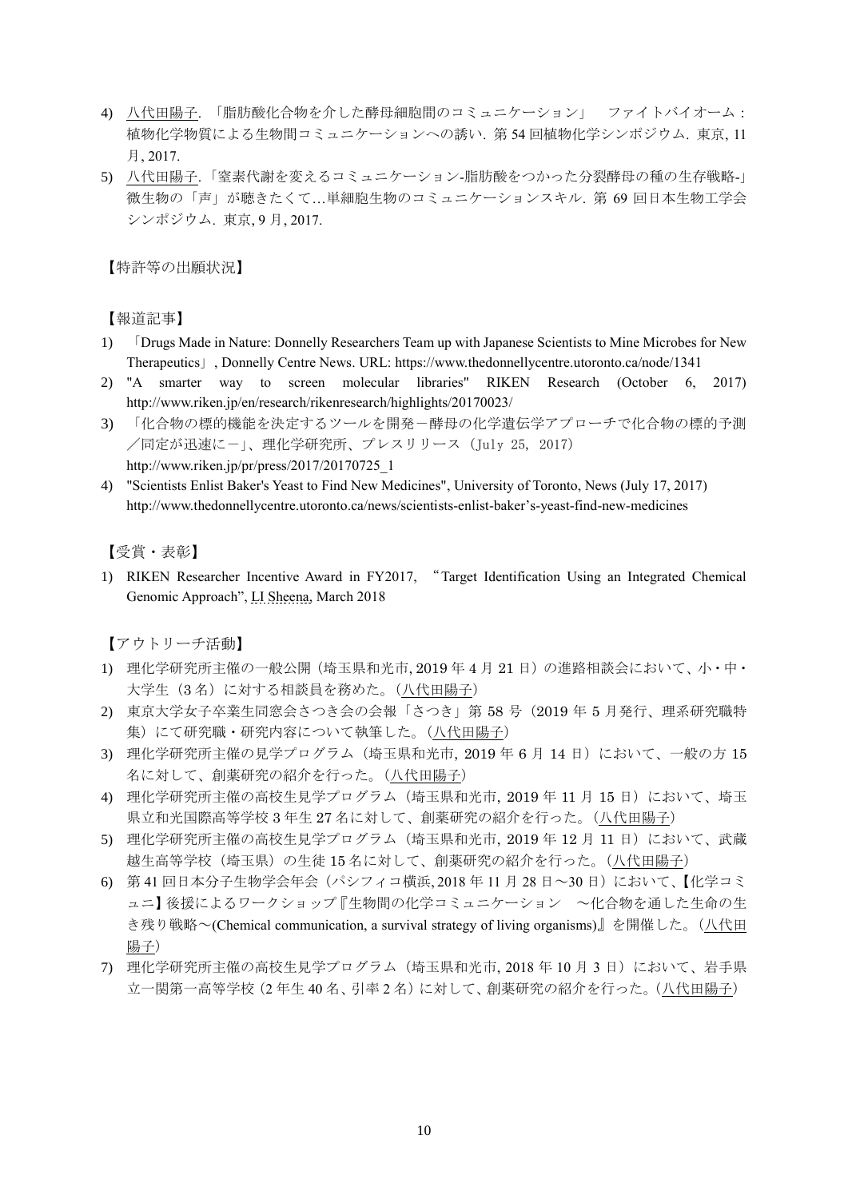4) 八代田陽子. 「脂肪酸化合物を介した酵母細胞間のコミュニケーション」　ファイトバイオーム：植物化学物質による生物間コミュニケーションへの誘い. 第 54 回植物化学シンポジウム. 東京, 11 月, 2017.
5) 八代田陽子.「窒素代謝を変えるコミュニケーション-脂肪酸をつかった分裂酵母の種の生存戦略-」微生物の「声」が聴きたくて…単細胞生物のコミュニケーションスキル. 第 69 回日本生物工学会シンポジウム. 東京, 9 月, 2017.

【特許等の出願状況】

【報道記事】

1) 「Drugs Made in Nature: Donnelly Researchers Team up with Japanese Scientists to Mine Microbes for New Therapeutics」, Donnelly Centre News. URL: https://www.thedonnellycentre.utoronto.ca/node/1341
2) "A smarter way to screen molecular libraries" RIKEN Research (October 6, 2017) http://www.riken.jp/en/research/rikenresearch/highlights/20170023/
3) 「化合物の標的機能を決定するツールを開発－酵母の化学遺伝学アプローチで化合物の標的予測／同定が迅速に－」、理化学研究所、プレスリリース（July 25, 2017） http://www.riken.jp/pr/press/2017/20170725_1
4) "Scientists Enlist Baker's Yeast to Find New Medicines", University of Toronto, News (July 17, 2017) http://www.thedonnellycentre.utoronto.ca/news/scientists-enlist-baker's-yeast-find-new-medicines

【受賞・表彰】

1) RIKEN Researcher Incentive Award in FY2017, "Target Identification Using an Integrated Chemical Genomic Approach", LI Sheena, March 2018

【アウトリーチ活動】

1) 理化学研究所主催の一般公開（埼玉県和光市, 2019 年 4 月 21 日）の進路相談会において、小・中・大学生（3 名）に対する相談員を務めた。(八代田陽子)
2) 東京大学女子卒業生同窓会さつき会の会報「さつき」第 58 号（2019 年 5 月発行、理系研究職特集）にて研究職・研究内容について執筆した。(八代田陽子)
3) 理化学研究所主催の見学プログラム（埼玉県和光市, 2019 年 6 月 14 日）において、一般の方 15 名に対して、創薬研究の紹介を行った。(八代田陽子)
4) 理化学研究所主催の高校生見学プログラム（埼玉県和光市, 2019 年 11 月 15 日）において、埼玉県立和光国際高等学校 3 年生 27 名に対して、創薬研究の紹介を行った。(八代田陽子)
5) 理化学研究所主催の高校生見学プログラム（埼玉県和光市, 2019 年 12 月 11 日）において、武蔵越生高等学校（埼玉県）の生徒 15 名に対して、創薬研究の紹介を行った。(八代田陽子)
6) 第 41 回日本分子生物学会年会（パシフィコ横浜, 2018 年 11 月 28 日～30 日）において、【化学コミュニ】後援によるワークショップ『生物間の化学コミュニケーション　～化合物を通した生命の生き残り戦略～(Chemical communication, a survival strategy of living organisms)』を開催した。(八代田陽子)
7) 理化学研究所主催の高校生見学プログラム（埼玉県和光市, 2018 年 10 月 3 日）において、岩手県立一関第一高等学校（2 年生 40 名、引率 2 名）に対して、創薬研究の紹介を行った。(八代田陽子)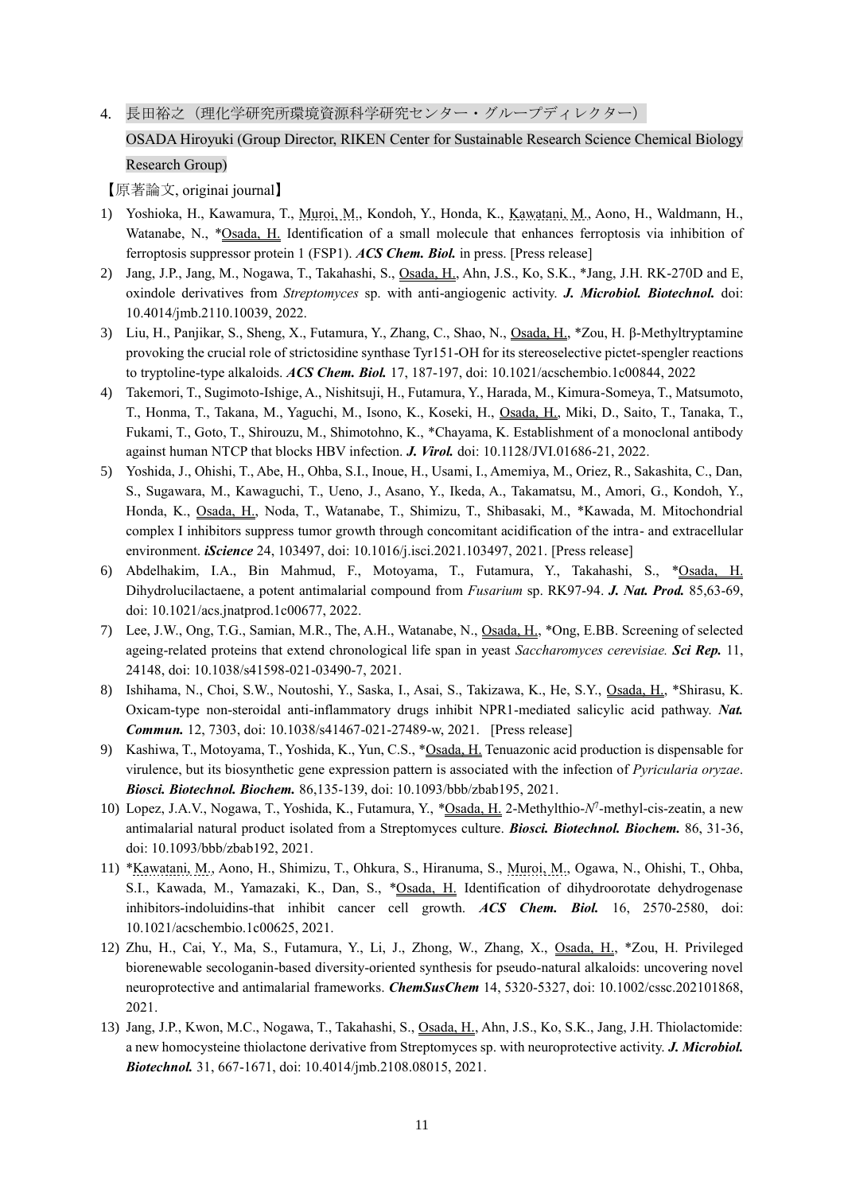4. 長田裕之（理化学研究所環境資源科学研究センター・グループディレクター）

OSADA Hiroyuki (Group Director, RIKEN Center for Sustainable Research Science Chemical Biology Research Group)

【原著論文, originai journal】

1) Yoshioka, H., Kawamura, T., Muroi, M., Kondoh, Y., Honda, K., Kawatani, M., Aono, H., Waldmann, H., Watanabe, N., *Osada, H. Identification of a small molecule that enhances ferroptosis via inhibition of ferroptosis suppressor protein 1 (FSP1). ***ACS Chem. Biol.*** in press. [Press release]
2) Jang, J.P., Jang, M., Nogawa, T., Takahashi, S., Osada, H., Ahn, J.S., Ko, S.K., *Jang, J.H. RK-270D and E, oxindole derivatives from *Streptomyces* sp. with anti-angiogenic activity. ***J. Microbiol. Biotechnol.*** doi: 10.4014/jmb.2110.10039, 2022.
3) Liu, H., Panjikar, S., Sheng, X., Futamura, Y., Zhang, C., Shao, N., Osada, H., *Zou, H. β-Methyltryptamine provoking the crucial role of strictosidine synthase Tyr151-OH for its stereoselective pictet-spengler reactions to tryptoline-type alkaloids. ***ACS Chem. Biol.*** 17, 187-197, doi: 10.1021/acschembio.1c00844, 2022
4) Takemori, T., Sugimoto-Ishige, A., Nishitsuji, H., Futamura, Y., Harada, M., Kimura-Someya, T., Matsumoto, T., Honma, T., Takana, M., Yaguchi, M., Isono, K., Koseki, H., Osada, H., Miki, D., Saito, T., Tanaka, T., Fukami, T., Goto, T., Shirouzu, M., Shimotohno, K., *Chayama, K. Establishment of a monoclonal antibody against human NTCP that blocks HBV infection. ***J. Virol.*** doi: 10.1128/JVI.01686-21, 2022.
5) Yoshida, J., Ohishi, T., Abe, H., Ohba, S.I., Inoue, H., Usami, I., Amemiya, M., Oriez, R., Sakashita, C., Dan, S., Sugawara, M., Kawaguchi, T., Ueno, J., Asano, Y., Ikeda, A., Takamatsu, M., Amori, G., Kondoh, Y., Honda, K., Osada, H., Noda, T., Watanabe, T., Shimizu, T., Shibasaki, M., *Kawada, M. Mitochondrial complex I inhibitors suppress tumor growth through concomitant acidification of the intra- and extracellular environment. ***iScience*** 24, 103497, doi: 10.1016/j.isci.2021.103497, 2021. [Press release]
6) Abdelhakim, I.A., Bin Mahmud, F., Motoyama, T., Futamura, Y., Takahashi, S., *Osada, H. Dihydrolucilactaene, a potent antimalarial compound from *Fusarium* sp. RK97-94. ***J. Nat. Prod.*** 85,63-69, doi: 10.1021/acs.jnatprod.1c00677, 2022.
7) Lee, J.W., Ong, T.G., Samian, M.R., The, A.H., Watanabe, N., Osada, H., *Ong, E.BB. Screening of selected ageing-related proteins that extend chronological life span in yeast *Saccharomyces cerevisiae.* ***Sci Rep.*** 11, 24148, doi: 10.1038/s41598-021-03490-7, 2021.
8) Ishihama, N., Choi, S.W., Noutoshi, Y., Saska, I., Asai, S., Takizawa, K., He, S.Y., Osada, H., *Shirasu, K. Oxicam-type non-steroidal anti-inflammatory drugs inhibit NPR1-mediated salicylic acid pathway. ***Nat. Commun.*** 12, 7303, doi: 10.1038/s41467-021-27489-w, 2021. [Press release]
9) Kashiwa, T., Motoyama, T., Yoshida, K., Yun, C.S., *Osada, H. Tenuazonic acid production is dispensable for virulence, but its biosynthetic gene expression pattern is associated with the infection of *Pyricularia oryzae*. ***Biosci. Biotechnol. Biochem.*** 86,135-139, doi: 10.1093/bbb/zbab195, 2021.
10) Lopez, J.A.V., Nogawa, T., Yoshida, K., Futamura, Y., *Osada, H. 2-Methylthio-$N^7$-methyl-cis-zeatin, a new antimalarial natural product isolated from a Streptomyces culture. ***Biosci. Biotechnol. Biochem.*** 86, 31-36, doi: 10.1093/bbb/zbab192, 2021.
11) *Kawatani, M., Aono, H., Shimizu, T., Ohkura, S., Hiranuma, S., Muroi, M., Ogawa, N., Ohishi, T., Ohba, S.I., Kawada, M., Yamazaki, K., Dan, S., *Osada, H. Identification of dihydroorotate dehydrogenase inhibitors-indoluidins-that inhibit cancer cell growth. ***ACS Chem. Biol.*** 16, 2570-2580, doi: 10.1021/acschembio.1c00625, 2021.
12) Zhu, H., Cai, Y., Ma, S., Futamura, Y., Li, J., Zhong, W., Zhang, X., Osada, H., *Zou, H. Privileged biorenewable secologanin-based diversity-oriented synthesis for pseudo-natural alkaloids: uncovering novel neuroprotective and antimalarial frameworks. ***ChemSusChem*** 14, 5320-5327, doi: 10.1002/cssc.202101868, 2021.
13) Jang, J.P., Kwon, M.C., Nogawa, T., Takahashi, S., Osada, H., Ahn, J.S., Ko, S.K., Jang, J.H. Thiolactomide: a new homocysteine thiolactone derivative from Streptomyces sp. with neuroprotective activity. ***J. Microbiol. Biotechnol.*** 31, 667-1671, doi: 10.4014/jmb.2108.08015, 2021.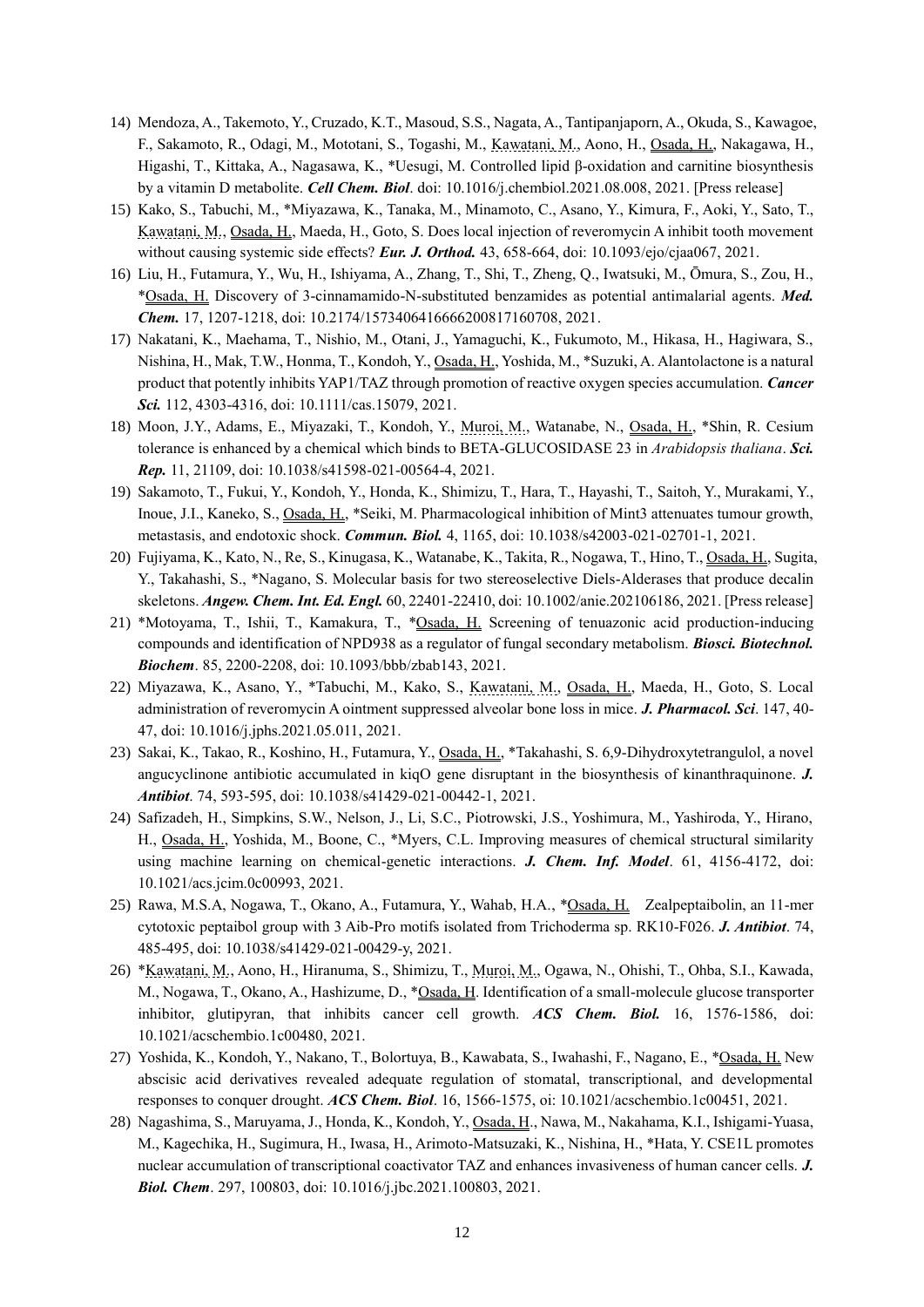14) Mendoza, A., Takemoto, Y., Cruzado, K.T., Masoud, S.S., Nagata, A., Tantipanjaporn, A., Okuda, S., Kawagoe, F., Sakamoto, R., Odagi, M., Mototani, S., Togashi, M., Kawatani, M., Aono, H., Osada, H., Nakagawa, H., Higashi, T., Kittaka, A., Nagasawa, K., *Uesugi, M. Controlled lipid β-oxidation and carnitine biosynthesis by a vitamin D metabolite. ***Cell Chem. Biol***. doi: 10.1016/j.chembiol.2021.08.008, 2021. [Press release]

15) Kako, S., Tabuchi, M., *Miyazawa, K., Tanaka, M., Minamoto, C., Asano, Y., Kimura, F., Aoki, Y., Sato, T., Kawatani, M., Osada, H., Maeda, H., Goto, S. Does local injection of reveromycin A inhibit tooth movement without causing systemic side effects? ***Eur. J. Orthod.*** 43, 658-664, doi: 10.1093/ejo/cjaa067, 2021.

16) Liu, H., Futamura, Y., Wu, H., Ishiyama, A., Zhang, T., Shi, T., Zheng, Q., Iwatsuki, M., Ōmura, S., Zou, H., *Osada, H. Discovery of 3-cinnamamido-N-substituted benzamides as potential antimalarial agents. ***Med. Chem.*** 17, 1207-1218, doi: 10.2174/1573406416666200817160708, 2021.

17) Nakatani, K., Maehama, T., Nishio, M., Otani, J., Yamaguchi, K., Fukumoto, M., Hikasa, H., Hagiwara, S., Nishina, H., Mak, T.W., Honma, T., Kondoh, Y., Osada, H., Yoshida, M., *Suzuki, A. Alantolactone is a natural product that potently inhibits YAP1/TAZ through promotion of reactive oxygen species accumulation. ***Cancer Sci.*** 112, 4303-4316, doi: 10.1111/cas.15079, 2021.

18) Moon, J.Y., Adams, E., Miyazaki, T., Kondoh, Y., Muroi, M., Watanabe, N., Osada, H., *Shin, R. Cesium tolerance is enhanced by a chemical which binds to BETA-GLUCOSIDASE 23 in *Arabidopsis thaliana*. ***Sci. Rep.*** 11, 21109, doi: 10.1038/s41598-021-00564-4, 2021.

19) Sakamoto, T., Fukui, Y., Kondoh, Y., Honda, K., Shimizu, T., Hara, T., Hayashi, T., Saitoh, Y., Murakami, Y., Inoue, J.I., Kaneko, S., Osada, H., *Seiki, M. Pharmacological inhibition of Mint3 attenuates tumour growth, metastasis, and endotoxic shock. ***Commun. Biol.*** 4, 1165, doi: 10.1038/s42003-021-02701-1, 2021.

20) Fujiyama, K., Kato, N., Re, S., Kinugasa, K., Watanabe, K., Takita, R., Nogawa, T., Hino, T., Osada, H., Sugita, Y., Takahashi, S., *Nagano, S. Molecular basis for two stereoselective Diels-Alderases that produce decalin skeletons. ***Angew. Chem. Int. Ed. Engl.*** 60, 22401-22410, doi: 10.1002/anie.202106186, 2021. [Press release]

21) *Motoyama, T., Ishii, T., Kamakura, T., *Osada, H. Screening of tenuazonic acid production-inducing compounds and identification of NPD938 as a regulator of fungal secondary metabolism. ***Biosci. Biotechnol. Biochem***. 85, 2200-2208, doi: 10.1093/bbb/zbab143, 2021.

22) Miyazawa, K., Asano, Y., *Tabuchi, M., Kako, S., Kawatani, M., Osada, H., Maeda, H., Goto, S. Local administration of reveromycin A ointment suppressed alveolar bone loss in mice. ***J. Pharmacol. Sci***. 147, 40-47, doi: 10.1016/j.jphs.2021.05.011, 2021.

23) Sakai, K., Takao, R., Koshino, H., Futamura, Y., Osada, H., *Takahashi, S. 6,9-Dihydroxytetrangulol, a novel angucyclinone antibiotic accumulated in kiqO gene disruptant in the biosynthesis of kinanthraquinone. ***J. Antibiot***. 74, 593-595, doi: 10.1038/s41429-021-00442-1, 2021.

24) Safizadeh, H., Simpkins, S.W., Nelson, J., Li, S.C., Piotrowski, J.S., Yoshimura, M., Yashiroda, Y., Hirano, H., Osada, H., Yoshida, M., Boone, C., *Myers, C.L. Improving measures of chemical structural similarity using machine learning on chemical-genetic interactions. ***J. Chem. Inf. Model***. 61, 4156-4172, doi: 10.1021/acs.jcim.0c00993, 2021.

25) Rawa, M.S.A, Nogawa, T., Okano, A., Futamura, Y., Wahab, H.A., *Osada, H. Zealpeptaibolin, an 11-mer cytotoxic peptaibol group with 3 Aib-Pro motifs isolated from Trichoderma sp. RK10-F026. ***J. Antibiot***. 74, 485-495, doi: 10.1038/s41429-021-00429-y, 2021.

26) *Kawatani, M., Aono, H., Hiranuma, S., Shimizu, T., Muroi, M., Ogawa, N., Ohishi, T., Ohba, S.I., Kawada, M., Nogawa, T., Okano, A., Hashizume, D., *Osada, H. Identification of a small-molecule glucose transporter inhibitor, glutipyran, that inhibits cancer cell growth. ***ACS Chem. Biol.*** 16, 1576-1586, doi: 10.1021/acschembio.1c00480, 2021.

27) Yoshida, K., Kondoh, Y., Nakano, T., Bolortuya, B., Kawabata, S., Iwahashi, F., Nagano, E., *Osada, H. New abscisic acid derivatives revealed adequate regulation of stomatal, transcriptional, and developmental responses to conquer drought. ***ACS Chem. Biol***. 16, 1566-1575, oi: 10.1021/acschembio.1c00451, 2021.

28) Nagashima, S., Maruyama, J., Honda, K., Kondoh, Y., Osada, H., Nawa, M., Nakahama, K.I., Ishigami-Yuasa, M., Kagechika, H., Sugimura, H., Iwasa, H., Arimoto-Matsuzaki, K., Nishina, H., *Hata, Y. CSE1L promotes nuclear accumulation of transcriptional coactivator TAZ and enhances invasiveness of human cancer cells. ***J. Biol. Chem***. 297, 100803, doi: 10.1016/j.jbc.2021.100803, 2021.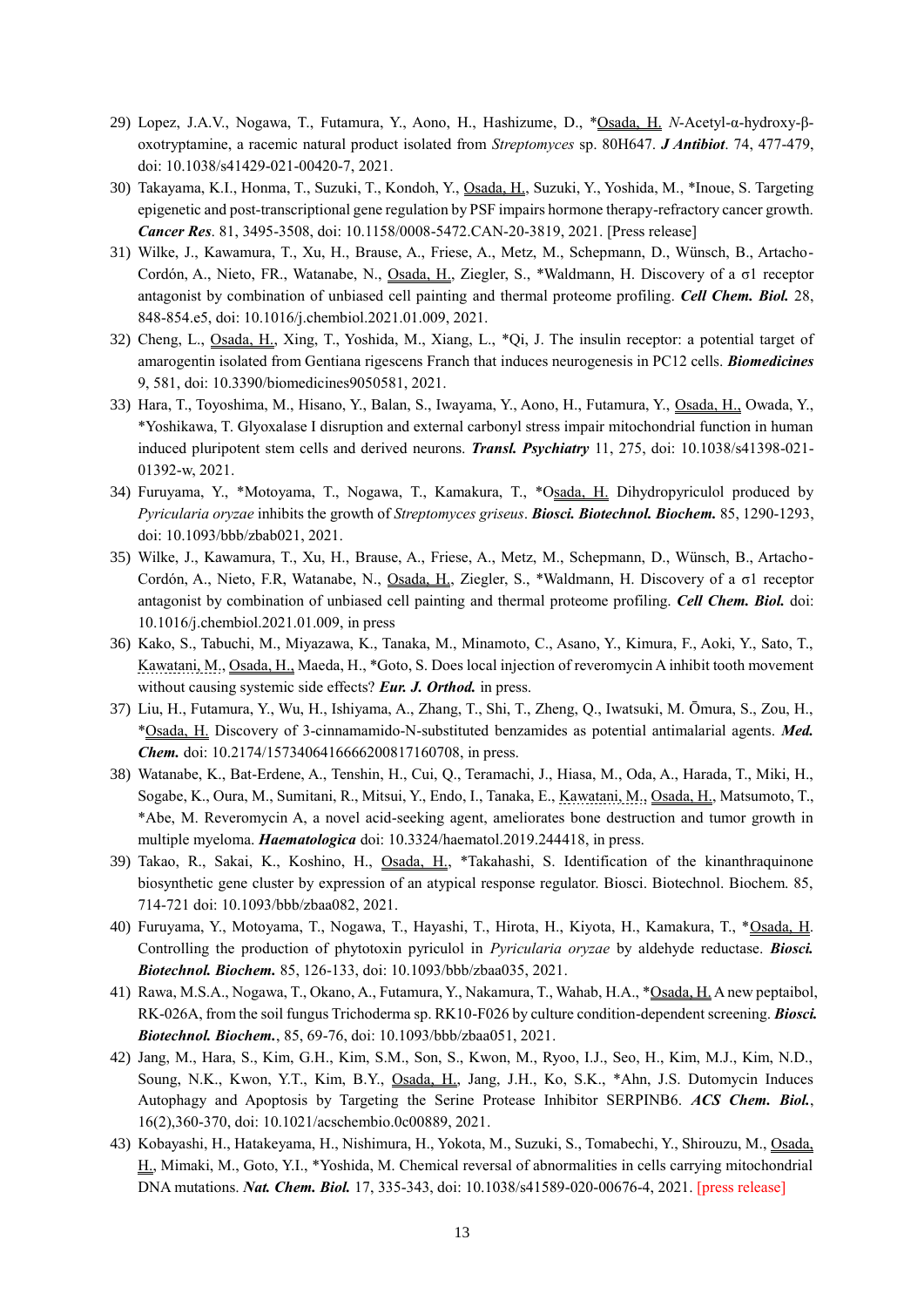29) Lopez, J.A.V., Nogawa, T., Futamura, Y., Aono, H., Hashizume, D., *Osada, H. *N*-Acetyl-α-hydroxy-β-oxotryptamine, a racemic natural product isolated from *Streptomyces* sp. 80H647. ***J Antibiot***. 74, 477-479, doi: 10.1038/s41429-021-00420-7, 2021.
30) Takayama, K.I., Honma, T., Suzuki, T., Kondoh, Y., Osada, H., Suzuki, Y., Yoshida, M., *Inoue, S. Targeting epigenetic and post-transcriptional gene regulation by PSF impairs hormone therapy-refractory cancer growth. ***Cancer Res***. 81, 3495-3508, doi: 10.1158/0008-5472.CAN-20-3819, 2021. [Press release]
31) Wilke, J., Kawamura, T., Xu, H., Brause, A., Friese, A., Metz, M., Schepmann, D., Wünsch, B., Artacho-Cordón, A., Nieto, FR., Watanabe, N., Osada, H., Ziegler, S., *Waldmann, H. Discovery of a σ1 receptor antagonist by combination of unbiased cell painting and thermal proteome profiling. ***Cell Chem. Biol.*** 28, 848-854.e5, doi: 10.1016/j.chembiol.2021.01.009, 2021.
32) Cheng, L., Osada, H., Xing, T., Yoshida, M., Xiang, L., *Qi, J. The insulin receptor: a potential target of amarogentin isolated from Gentiana rigescens Franch that induces neurogenesis in PC12 cells. ***Biomedicines*** 9, 581, doi: 10.3390/biomedicines9050581, 2021.
33) Hara, T., Toyoshima, M., Hisano, Y., Balan, S., Iwayama, Y., Aono, H., Futamura, Y., Osada, H., Owada, Y., *Yoshikawa, T. Glyoxalase I disruption and external carbonyl stress impair mitochondrial function in human induced pluripotent stem cells and derived neurons. ***Transl. Psychiatry*** 11, 275, doi: 10.1038/s41398-021-01392-w, 2021.
34) Furuyama, Y., *Motoyama, T., Nogawa, T., Kamakura, T., *Osada, H. Dihydropyriculol produced by *Pyricularia oryzae* inhibits the growth of *Streptomyces griseus*. ***Biosci. Biotechnol. Biochem.*** 85, 1290-1293, doi: 10.1093/bbb/zbab021, 2021.
35) Wilke, J., Kawamura, T., Xu, H., Brause, A., Friese, A., Metz, M., Schepmann, D., Wünsch, B., Artacho-Cordón, A., Nieto, F.R, Watanabe, N., Osada, H., Ziegler, S., *Waldmann, H. Discovery of a σ1 receptor antagonist by combination of unbiased cell painting and thermal proteome profiling. ***Cell Chem. Biol.*** doi: 10.1016/j.chembiol.2021.01.009, in press
36) Kako, S., Tabuchi, M., Miyazawa, K., Tanaka, M., Minamoto, C., Asano, Y., Kimura, F., Aoki, Y., Sato, T., Kawatani, M., Osada, H., Maeda, H., *Goto, S. Does local injection of reveromycin A inhibit tooth movement without causing systemic side effects? ***Eur. J. Orthod.*** in press.
37) Liu, H., Futamura, Y., Wu, H., Ishiyama, A., Zhang, T., Shi, T., Zheng, Q., Iwatsuki, M. Ōmura, S., Zou, H., *Osada, H. Discovery of 3-cinnamamido-N-substituted benzamides as potential antimalarial agents. ***Med. Chem.*** doi: 10.2174/1573406416666200817160708, in press.
38) Watanabe, K., Bat-Erdene, A., Tenshin, H., Cui, Q., Teramachi, J., Hiasa, M., Oda, A., Harada, T., Miki, H., Sogabe, K., Oura, M., Sumitani, R., Mitsui, Y., Endo, I., Tanaka, E., Kawatani, M., Osada, H., Matsumoto, T., *Abe, M. Reveromycin A, a novel acid-seeking agent, ameliorates bone destruction and tumor growth in multiple myeloma. ***Haematologica*** doi: 10.3324/haematol.2019.244418, in press.
39) Takao, R., Sakai, K., Koshino, H., Osada, H., *Takahashi, S. Identification of the kinanthraquinone biosynthetic gene cluster by expression of an atypical response regulator. Biosci. Biotechnol. Biochem. 85, 714-721 doi: 10.1093/bbb/zbaa082, 2021.
40) Furuyama, Y., Motoyama, T., Nogawa, T., Hayashi, T., Hirota, H., Kiyota, H., Kamakura, T., *Osada, H. Controlling the production of phytotoxin pyriculol in *Pyricularia oryzae* by aldehyde reductase. ***Biosci. Biotechnol. Biochem.*** 85, 126-133, doi: 10.1093/bbb/zbaa035, 2021.
41) Rawa, M.S.A., Nogawa, T., Okano, A., Futamura, Y., Nakamura, T., Wahab, H.A., *Osada, H. A new peptaibol, RK-026A, from the soil fungus Trichoderma sp. RK10-F026 by culture condition-dependent screening. ***Biosci. Biotechnol. Biochem.***, 85, 69-76, doi: 10.1093/bbb/zbaa051, 2021.
42) Jang, M., Hara, S., Kim, G.H., Kim, S.M., Son, S., Kwon, M., Ryoo, I.J., Seo, H., Kim, M.J., Kim, N.D., Soung, N.K., Kwon, Y.T., Kim, B.Y., Osada, H., Jang, J.H., Ko, S.K., *Ahn, J.S. Dutomycin Induces Autophagy and Apoptosis by Targeting the Serine Protease Inhibitor SERPINB6. ***ACS Chem. Biol.***, 16(2),360-370, doi: 10.1021/acschembio.0c00889, 2021.
43) Kobayashi, H., Hatakeyama, H., Nishimura, H., Yokota, M., Suzuki, S., Tomabechi, Y., Shirouzu, M., Osada, H., Mimaki, M., Goto, Y.I., *Yoshida, M. Chemical reversal of abnormalities in cells carrying mitochondrial DNA mutations. ***Nat. Chem. Biol.*** 17, 335-343, doi: 10.1038/s41589-020-00676-4, 2021. [press release]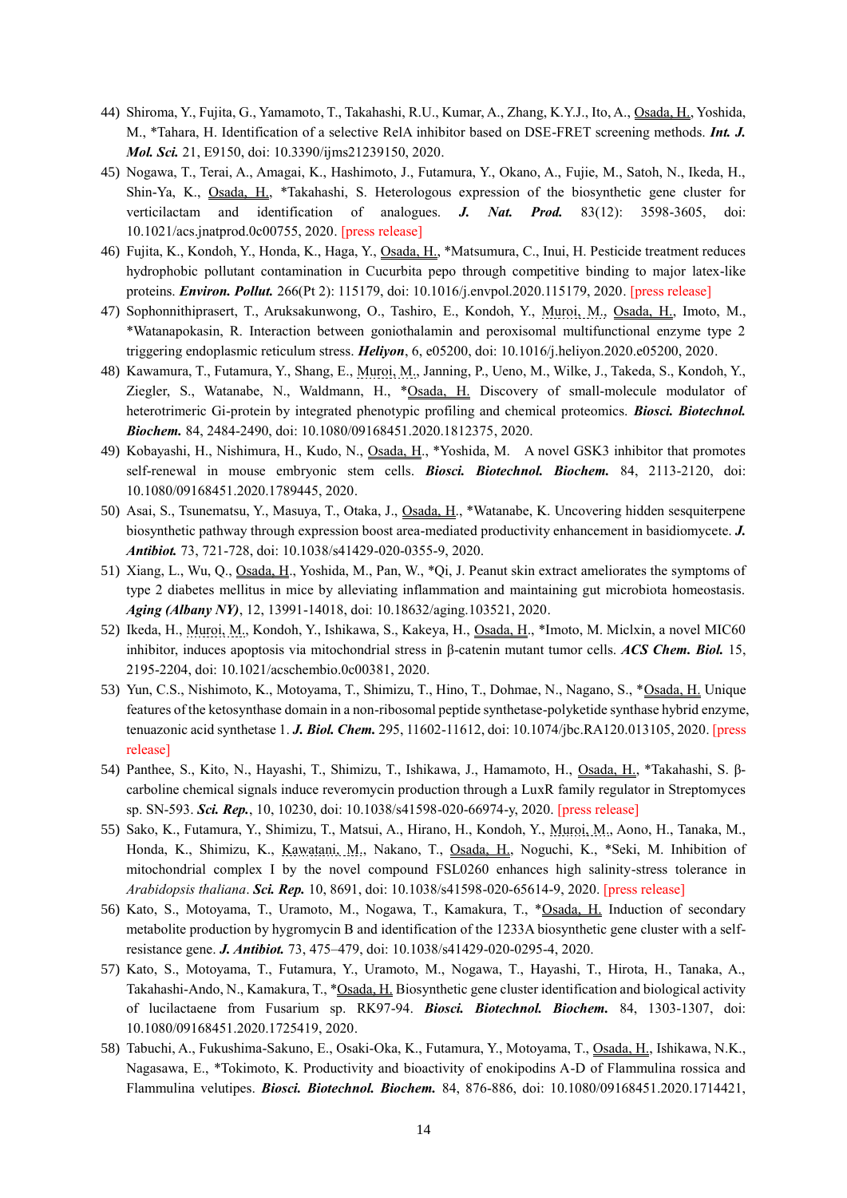44) Shiroma, Y., Fujita, G., Yamamoto, T., Takahashi, R.U., Kumar, A., Zhang, K.Y.J., Ito, A., Osada, H., Yoshida, M., *Tahara, H. Identification of a selective RelA inhibitor based on DSE-FRET screening methods. ***Int. J. Mol. Sci.*** 21, E9150, doi: 10.3390/ijms21239150, 2020.

45) Nogawa, T., Terai, A., Amagai, K., Hashimoto, J., Futamura, Y., Okano, A., Fujie, M., Satoh, N., Ikeda, H., Shin-Ya, K., Osada, H., *Takahashi, S. Heterologous expression of the biosynthetic gene cluster for verticilactam and identification of analogues. ***J. Nat. Prod.*** 83(12): 3598-3605, doi: 10.1021/acs.jnatprod.0c00755, 2020. [press release]

46) Fujita, K., Kondoh, Y., Honda, K., Haga, Y., Osada, H., *Matsumura, C., Inui, H. Pesticide treatment reduces hydrophobic pollutant contamination in Cucurbita pepo through competitive binding to major latex-like proteins. ***Environ. Pollut.*** 266(Pt 2): 115179, doi: 10.1016/j.envpol.2020.115179, 2020. [press release]

47) Sophonnithiprasert, T., Aruksakunwong, O., Tashiro, E., Kondoh, Y., Muroi, M., Osada, H., Imoto, M., *Watanapokasin, R. Interaction between goniothalamin and peroxisomal multifunctional enzyme type 2 triggering endoplasmic reticulum stress. ***Heliyon***, 6, e05200, doi: 10.1016/j.heliyon.2020.e05200, 2020.

48) Kawamura, T., Futamura, Y., Shang, E., Muroi, M., Janning, P., Ueno, M., Wilke, J., Takeda, S., Kondoh, Y., Ziegler, S., Watanabe, N., Waldmann, H., *Osada, H. Discovery of small-molecule modulator of heterotrimeric Gi-protein by integrated phenotypic profiling and chemical proteomics. ***Biosci. Biotechnol. Biochem.*** 84, 2484-2490, doi: 10.1080/09168451.2020.1812375, 2020.

49) Kobayashi, H., Nishimura, H., Kudo, N., Osada, H., *Yoshida, M. A novel GSK3 inhibitor that promotes self-renewal in mouse embryonic stem cells. ***Biosci. Biotechnol. Biochem.*** 84, 2113-2120, doi: 10.1080/09168451.2020.1789445, 2020.

50) Asai, S., Tsunematsu, Y., Masuya, T., Otaka, J., Osada, H., *Watanabe, K. Uncovering hidden sesquiterpene biosynthetic pathway through expression boost area-mediated productivity enhancement in basidiomycete. ***J. Antibiot.*** 73, 721-728, doi: 10.1038/s41429-020-0355-9, 2020.

51) Xiang, L., Wu, Q., Osada, H., Yoshida, M., Pan, W., *Qi, J. Peanut skin extract ameliorates the symptoms of type 2 diabetes mellitus in mice by alleviating inflammation and maintaining gut microbiota homeostasis. ***Aging (Albany NY)***, 12, 13991-14018, doi: 10.18632/aging.103521, 2020.

52) Ikeda, H., Muroi, M., Kondoh, Y., Ishikawa, S., Kakeya, H., Osada, H., *Imoto, M. Miclxin, a novel MIC60 inhibitor, induces apoptosis via mitochondrial stress in β-catenin mutant tumor cells. ***ACS Chem. Biol.*** 15, 2195-2204, doi: 10.1021/acschembio.0c00381, 2020.

53) Yun, C.S., Nishimoto, K., Motoyama, T., Shimizu, T., Hino, T., Dohmae, N., Nagano, S., *Osada, H. Unique features of the ketosynthase domain in a non-ribosomal peptide synthetase-polyketide synthase hybrid enzyme, tenuazonic acid synthetase 1. ***J. Biol. Chem.*** 295, 11602-11612, doi: 10.1074/jbc.RA120.013105, 2020. [press release]

54) Panthee, S., Kito, N., Hayashi, T., Shimizu, T., Ishikawa, J., Hamamoto, H., Osada, H., *Takahashi, S. β-carboline chemical signals induce reveromycin production through a LuxR family regulator in Streptomyces sp. SN-593. ***Sci. Rep.***, 10, 10230, doi: 10.1038/s41598-020-66974-y, 2020. [press release]

55) Sako, K., Futamura, Y., Shimizu, T., Matsui, A., Hirano, H., Kondoh, Y., Muroi, M., Aono, H., Tanaka, M., Honda, K., Shimizu, K., Kawatani, M., Nakano, T., Osada, H., Noguchi, K., *Seki, M. Inhibition of mitochondrial complex I by the novel compound FSL0260 enhances high salinity-stress tolerance in *Arabidopsis thaliana*. ***Sci. Rep.*** 10, 8691, doi: 10.1038/s41598-020-65614-9, 2020. [press release]

56) Kato, S., Motoyama, T., Uramoto, M., Nogawa, T., Kamakura, T., *Osada, H. Induction of secondary metabolite production by hygromycin B and identification of the 1233A biosynthetic gene cluster with a self-resistance gene. ***J. Antibiot.*** 73, 475–479, doi: 10.1038/s41429-020-0295-4, 2020.

57) Kato, S., Motoyama, T., Futamura, Y., Uramoto, M., Nogawa, T., Hayashi, T., Hirota, H., Tanaka, A., Takahashi-Ando, N., Kamakura, T., *Osada, H. Biosynthetic gene cluster identification and biological activity of lucilactaene from Fusarium sp. RK97-94. ***Biosci. Biotechnol. Biochem.*** 84, 1303-1307, doi: 10.1080/09168451.2020.1725419, 2020.

58) Tabuchi, A., Fukushima-Sakuno, E., Osaki-Oka, K., Futamura, Y., Motoyama, T., Osada, H., Ishikawa, N.K., Nagasawa, E., *Tokimoto, K. Productivity and bioactivity of enokipodins A-D of Flammulina rossica and Flammulina velutipes. ***Biosci. Biotechnol. Biochem.*** 84, 876-886, doi: 10.1080/09168451.2020.1714421,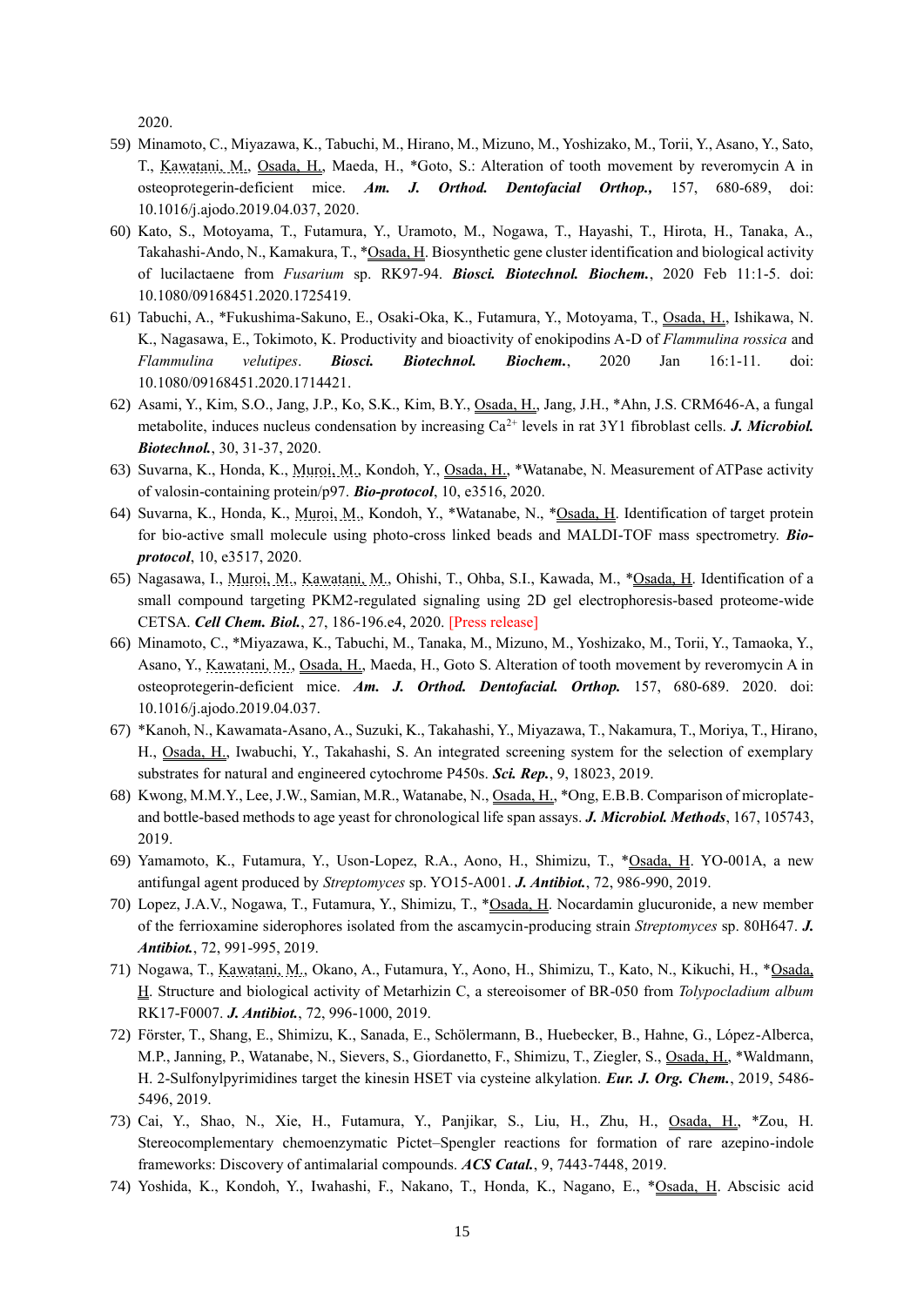2020.

59) Minamoto, C., Miyazawa, K., Tabuchi, M., Hirano, M., Mizuno, M., Yoshizako, M., Torii, Y., Asano, Y., Sato, T., Kawatani, M., Osada, H., Maeda, H., *Goto, S.: Alteration of tooth movement by reveromycin A in osteoprotegerin-deficient mice. ***Am. J. Orthod. Dentofacial Orthop.***, 157, 680-689, doi: 10.1016/j.ajodo.2019.04.037, 2020.
60) Kato, S., Motoyama, T., Futamura, Y., Uramoto, M., Nogawa, T., Hayashi, T., Hirota, H., Tanaka, A., Takahashi-Ando, N., Kamakura, T., *Osada, H. Biosynthetic gene cluster identification and biological activity of lucilactaene from *Fusarium* sp. RK97-94. ***Biosci. Biotechnol. Biochem.***, 2020 Feb 11:1-5. doi: 10.1080/09168451.2020.1725419.
61) Tabuchi, A., *Fukushima-Sakuno, E., Osaki-Oka, K., Futamura, Y., Motoyama, T., Osada, H., Ishikawa, N. K., Nagasawa, E., Tokimoto, K. Productivity and bioactivity of enokipodins A-D of *Flammulina rossica* and *Flammulina velutipes*. ***Biosci. Biotechnol. Biochem.***, 2020 Jan 16:1-11. doi: 10.1080/09168451.2020.1714421.
62) Asami, Y., Kim, S.O., Jang, J.P., Ko, S.K., Kim, B.Y., Osada, H., Jang, J.H., *Ahn, J.S. CRM646-A, a fungal metabolite, induces nucleus condensation by increasing $Ca^{2+}$ levels in rat 3Y1 fibroblast cells. ***J. Microbiol. Biotechnol.***, 30, 31-37, 2020.
63) Suvarna, K., Honda, K., Muroi, M., Kondoh, Y., Osada, H., *Watanabe, N. Measurement of ATPase activity of valosin-containing protein/p97. ***Bio-protocol***, 10, e3516, 2020.
64) Suvarna, K., Honda, K., Muroi, M., Kondoh, Y., *Watanabe, N., *Osada, H. Identification of target protein for bio-active small molecule using photo-cross linked beads and MALDI-TOF mass spectrometry. ***Bio-protocol***, 10, e3517, 2020.
65) Nagasawa, I., Muroi, M., Kawatani, M., Ohishi, T., Ohba, S.I., Kawada, M., *Osada, H. Identification of a small compound targeting PKM2-regulated signaling using 2D gel electrophoresis-based proteome-wide CETSA. ***Cell Chem. Biol.***, 27, 186-196.e4, 2020. [Press release]
66) Minamoto, C., *Miyazawa, K., Tabuchi, M., Tanaka, M., Mizuno, M., Yoshizako, M., Torii, Y., Tamaoka, Y., Asano, Y., Kawatani, M., Osada, H., Maeda, H., Goto S. Alteration of tooth movement by reveromycin A in osteoprotegerin-deficient mice. ***Am. J. Orthod. Dentofacial. Orthop.*** 157, 680-689. 2020. doi: 10.1016/j.ajodo.2019.04.037.
67) *Kanoh, N., Kawamata-Asano, A., Suzuki, K., Takahashi, Y., Miyazawa, T., Nakamura, T., Moriya, T., Hirano, H., Osada, H., Iwabuchi, Y., Takahashi, S. An integrated screening system for the selection of exemplary substrates for natural and engineered cytochrome P450s. ***Sci. Rep.***, 9, 18023, 2019.
68) Kwong, M.M.Y., Lee, J.W., Samian, M.R., Watanabe, N., Osada, H., *Ong, E.B.B. Comparison of microplate- and bottle-based methods to age yeast for chronological life span assays. ***J. Microbiol. Methods***, 167, 105743, 2019.
69) Yamamoto, K., Futamura, Y., Uson-Lopez, R.A., Aono, H., Shimizu, T., *Osada, H. YO-001A, a new antifungal agent produced by *Streptomyces* sp. YO15-A001. ***J. Antibiot.***, 72, 986-990, 2019.
70) Lopez, J.A.V., Nogawa, T., Futamura, Y., Shimizu, T., *Osada, H. Nocardamin glucuronide, a new member of the ferrioxamine siderophores isolated from the ascamycin-producing strain *Streptomyces* sp. 80H647. ***J. Antibiot.***, 72, 991-995, 2019.
71) Nogawa, T., Kawatani, M., Okano, A., Futamura, Y., Aono, H., Shimizu, T., Kato, N., Kikuchi, H., *Osada, H. Structure and biological activity of Metarhizin C, a stereoisomer of BR-050 from *Tolypocladium album* RK17-F0007. ***J. Antibiot.***, 72, 996-1000, 2019.
72) Förster, T., Shang, E., Shimizu, K., Sanada, E., Schölermann, B., Huebecker, B., Hahne, G., López-Alberca, M.P., Janning, P., Watanabe, N., Sievers, S., Giordanetto, F., Shimizu, T., Ziegler, S., Osada, H., *Waldmann, H. 2-Sulfonylpyrimidines target the kinesin HSET via cysteine alkylation. ***Eur. J. Org. Chem.***, 2019, 5486-5496, 2019.
73) Cai, Y., Shao, N., Xie, H., Futamura, Y., Panjikar, S., Liu, H., Zhu, H., Osada, H., *Zou, H. Stereocomplementary chemoenzymatic Pictet–Spengler reactions for formation of rare azepino-indole frameworks: Discovery of antimalarial compounds. ***ACS Catal.***, 9, 7443-7448, 2019.
74) Yoshida, K., Kondoh, Y., Iwahashi, F., Nakano, T., Honda, K., Nagano, E., *Osada, H. Abscisic acid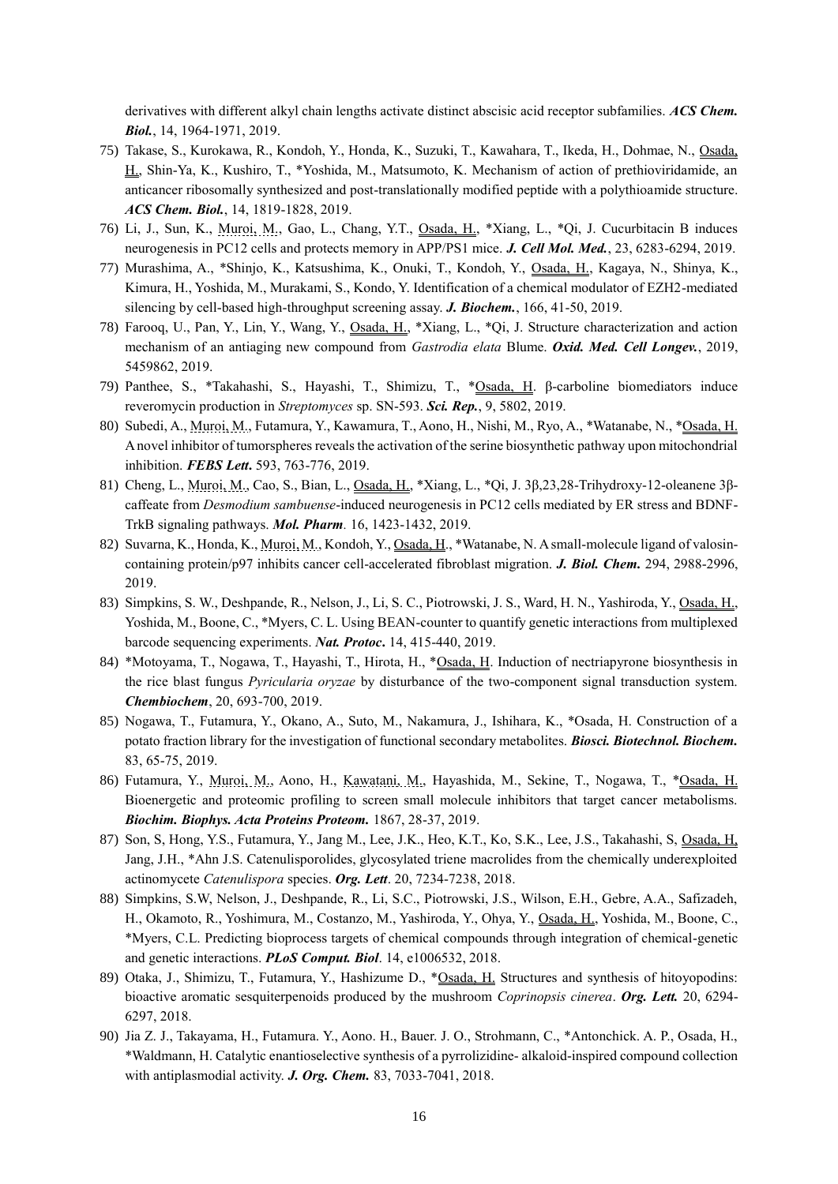derivatives with different alkyl chain lengths activate distinct abscisic acid receptor subfamilies. ***ACS Chem. Biol.***, 14, 1964-1971, 2019.

75) Takase, S., Kurokawa, R., Kondoh, Y., Honda, K., Suzuki, T., Kawahara, T., Ikeda, H., Dohmae, N., Osada, H., Shin-Ya, K., Kushiro, T., *Yoshida, M., Matsumoto, K. Mechanism of action of prethioviridamide, an anticancer ribosomally synthesized and post-translationally modified peptide with a polythioamide structure. ***ACS Chem. Biol.***, 14, 1819-1828, 2019.
76) Li, J., Sun, K., Muroi, M., Gao, L., Chang, Y.T., Osada, H., *Xiang, L., *Qi, J. Cucurbitacin B induces neurogenesis in PC12 cells and protects memory in APP/PS1 mice. ***J. Cell Mol. Med.***, 23, 6283-6294, 2019.
77) Murashima, A., *Shinjo, K., Katsushima, K., Onuki, T., Kondoh, Y., Osada, H., Kagaya, N., Shinya, K., Kimura, H., Yoshida, M., Murakami, S., Kondo, Y. Identification of a chemical modulator of EZH2-mediated silencing by cell-based high-throughput screening assay. ***J. Biochem.***, 166, 41-50, 2019.
78) Farooq, U., Pan, Y., Lin, Y., Wang, Y., Osada, H., *Xiang, L., *Qi, J. Structure characterization and action mechanism of an antiaging new compound from *Gastrodia elata* Blume. ***Oxid. Med. Cell Longev.***, 2019, 5459862, 2019.
79) Panthee, S., *Takahashi, S., Hayashi, T., Shimizu, T., *Osada, H. β-carboline biomediators induce reveromycin production in *Streptomyces* sp. SN-593. ***Sci. Rep.***, 9, 5802, 2019.
80) Subedi, A., Muroi, M., Futamura, Y., Kawamura, T., Aono, H., Nishi, M., Ryo, A., *Watanabe, N., *Osada, H. A novel inhibitor of tumorspheres reveals the activation of the serine biosynthetic pathway upon mitochondrial inhibition. ***FEBS Lett***. 593, 763-776, 2019.
81) Cheng, L., Muroi, M., Cao, S., Bian, L., Osada, H., *Xiang, L., *Qi, J. 3β,23,28-Trihydroxy-12-oleanene 3β-caffeate from *Desmodium sambuense*-induced neurogenesis in PC12 cells mediated by ER stress and BDNF-TrkB signaling pathways. ***Mol. Pharm***. 16, 1423-1432, 2019.
82) Suvarna, K., Honda, K., Muroi, M., Kondoh, Y., Osada, H., *Watanabe, N. A small-molecule ligand of valosin-containing protein/p97 inhibits cancer cell-accelerated fibroblast migration. ***J. Biol. Chem.*** 294, 2988-2996, 2019.
83) Simpkins, S. W., Deshpande, R., Nelson, J., Li, S. C., Piotrowski, J. S., Ward, H. N., Yashiroda, Y., Osada, H., Yoshida, M., Boone, C., *Myers, C. L. Using BEAN-counter to quantify genetic interactions from multiplexed barcode sequencing experiments. ***Nat. Protoc***. 14, 415-440, 2019.
84) *Motoyama, T., Nogawa, T., Hayashi, T., Hirota, H., *Osada, H. Induction of nectriapyrone biosynthesis in the rice blast fungus *Pyricularia oryzae* by disturbance of the two-component signal transduction system. ***Chembiochem***, 20, 693-700, 2019.
85) Nogawa, T., Futamura, Y., Okano, A., Suto, M., Nakamura, J., Ishihara, K., *Osada, H. Construction of a potato fraction library for the investigation of functional secondary metabolites. ***Biosci. Biotechnol. Biochem.*** 83, 65-75, 2019.
86) Futamura, Y., Muroi, M., Aono, H., Kawatani, M., Hayashida, M., Sekine, T., Nogawa, T., *Osada, H. Bioenergetic and proteomic profiling to screen small molecule inhibitors that target cancer metabolisms. ***Biochim. Biophys. Acta Proteins Proteom.*** 1867, 28-37, 2019.
87) Son, S, Hong, Y.S., Futamura, Y., Jang M., Lee, J.K., Heo, K.T., Ko, S.K., Lee, J.S., Takahashi, S, Osada, H, Jang, J.H., *Ahn J.S. Catenulisporolides, glycosylated triene macrolides from the chemically underexploited actinomycete *Catenulispora* species. ***Org. Lett***. 20, 7234-7238, 2018.
88) Simpkins, S.W, Nelson, J., Deshpande, R., Li, S.C., Piotrowski, J.S., Wilson, E.H., Gebre, A.A., Safizadeh, H., Okamoto, R., Yoshimura, M., Costanzo, M., Yashiroda, Y., Ohya, Y., Osada, H., Yoshida, M., Boone, C., *Myers, C.L. Predicting bioprocess targets of chemical compounds through integration of chemical-genetic and genetic interactions. ***PLoS Comput. Biol***. 14, e1006532, 2018.
89) Otaka, J., Shimizu, T., Futamura, Y., Hashizume D., *Osada, H. Structures and synthesis of hitoyopodins: bioactive aromatic sesquiterpenoids produced by the mushroom *Coprinopsis cinerea*. ***Org. Lett.*** 20, 6294-6297, 2018.
90) Jia Z. J., Takayama, H., Futamura. Y., Aono. H., Bauer. J. O., Strohmann, C., *Antonchick. A. P., Osada, H., *Waldmann, H. Catalytic enantioselective synthesis of a pyrrolizidine- alkaloid-inspired compound collection with antiplasmodial activity. ***J. Org. Chem.*** 83, 7033-7041, 2018.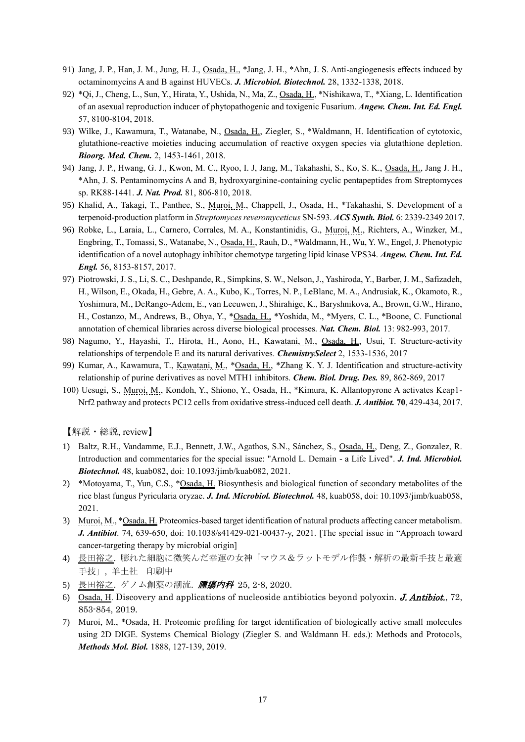91) Jang, J. P., Han, J. M., Jung, H. J., Osada, H., *Jang, J. H., *Ahn, J. S. Anti-angiogenesis effects induced by octaminomycins A and B against HUVECs. ***J. Microbiol. Biotechnol.*** 28, 1332-1338, 2018.

92) *Qi, J., Cheng, L., Sun, Y., Hirata, Y., Ushida, N., Ma, Z., Osada, H., *Nishikawa, T., *Xiang, L. Identification of an asexual reproduction inducer of phytopathogenic and toxigenic Fusarium. ***Angew. Chem. Int. Ed. Engl.*** 57, 8100-8104, 2018.

93) Wilke, J., Kawamura, T., Watanabe, N., Osada, H., Ziegler, S., *Waldmann, H. Identification of cytotoxic, glutathione-reactive moieties inducing accumulation of reactive oxygen species via glutathione depletion. ***Bioorg. Med. Chem.*** 2, 1453-1461, 2018.

94) Jang, J. P., Hwang, G. J., Kwon, M. C., Ryoo, I. J, Jang, M., Takahashi, S., Ko, S. K., Osada, H., Jang J. H., *Ahn, J. S. Pentaminomycins A and B, hydroxyarginine-containing cyclic pentapeptides from Streptomyces sp. RK88-1441. ***J. Nat. Prod.*** 81, 806-810, 2018.

95) Khalid, A., Takagi, T., Panthee, S., Muroi, M., Chappell, J., Osada, H., *Takahashi, S. Development of a terpenoid-production platform in *Streptomyces reveromyceticus* SN-593. ***ACS Synth. Biol.*** 6: 2339-2349 2017.

96) Robke, L., Laraia, L., Carnero, Corrales, M. A., Konstantinidis, G., Muroi, M., Richters, A., Winzker, M., Engbring, T., Tomassi, S., Watanabe, N., Osada, H., Rauh, D., *Waldmann, H., Wu, Y. W., Engel, J. Phenotypic identification of a novel autophagy inhibitor chemotype targeting lipid kinase VPS34. ***Angew. Chem. Int. Ed. Engl.*** 56, 8153-8157, 2017.

97) Piotrowski, J. S., Li, S. C., Deshpande, R., Simpkins, S. W., Nelson, J., Yashiroda, Y., Barber, J. M., Safizadeh, H., Wilson, E., Okada, H., Gebre, A. A., Kubo, K., Torres, N. P., LeBlanc, M. A., Andrusiak, K., Okamoto, R., Yoshimura, M., DeRango-Adem, E., van Leeuwen, J., Shirahige, K., Baryshnikova, A., Brown, G.W., Hirano, H., Costanzo, M., Andrews, B., Ohya, Y., *Osada, H., *Yoshida, M., *Myers, C. L., *Boone, C. Functional annotation of chemical libraries across diverse biological processes. ***Nat. Chem. Biol.*** 13: 982-993, 2017.

98) Nagumo, Y., Hayashi, T., Hirota, H., Aono, H., Kawatani, M., Osada, H., Usui, T. Structure-activity relationships of terpendole E and its natural derivatives. ***ChemistrySelect*** 2, 1533-1536, 2017

99) Kumar, A., Kawamura, T., Kawatani, M., *Osada, H., *Zhang K. Y. J. Identification and structure-activity relationship of purine derivatives as novel MTH1 inhibitors. ***Chem. Biol. Drug. Des.*** 89, 862-869, 2017

100) Uesugi, S., Muroi, M., Kondoh, Y., Shiono, Y., Osada, H., *Kimura, K. Allantopyrone A activates Keap1-Nrf2 pathway and protects PC12 cells from oxidative stress-induced cell death. ***J. Antibiot.*** **70**, 429-434, 2017.

【解説・総説, review】

1) Baltz, R.H., Vandamme, E.J., Bennett, J.W., Agathos, S.N., Sánchez, S., Osada, H., Deng, Z., Gonzalez, R. Introduction and commentaries for the special issue: "Arnold L. Demain - a Life Lived". ***J. Ind. Microbiol. Biotechnol.*** 48, kuab082, doi: 10.1093/jimb/kuab082, 2021.

2) *Motoyama, T., Yun, C.S., *Osada, H. Biosynthesis and biological function of secondary metabolites of the rice blast fungus Pyricularia oryzae. ***J. Ind. Microbiol. Biotechnol.*** 48, kuab058, doi: 10.1093/jimb/kuab058, 2021.

3) Muroi, M., *Osada, H. Proteomics-based target identification of natural products affecting cancer metabolism. ***J. Antibiot***. 74, 639-650, doi: 10.1038/s41429-021-00437-y, 2021. [The special issue in "Approach toward cancer-targeting therapy by microbial origin]

4) 長田裕之. 膨れた細胞に微笑んだ幸運の女神「マウス＆ラットモデル作製・解析の最新手技と最適手技」, 羊土社　印刷中

5) 長田裕之. ゲノム創薬の潮流. ***腫瘍内科*** 25, 2-8, 2020.

6) Osada, H. Discovery and applications of nucleoside antibiotics beyond polyoxin. ***J. Antibiot.***, 72, 853-854, 2019.

7) Muroi, M., *Osada, H. Proteomic profiling for target identification of biologically active small molecules using 2D DIGE. Systems Chemical Biology (Ziegler S. and Waldmann H. eds.): Methods and Protocols, ***Methods Mol. Biol.*** 1888, 127-139, 2019.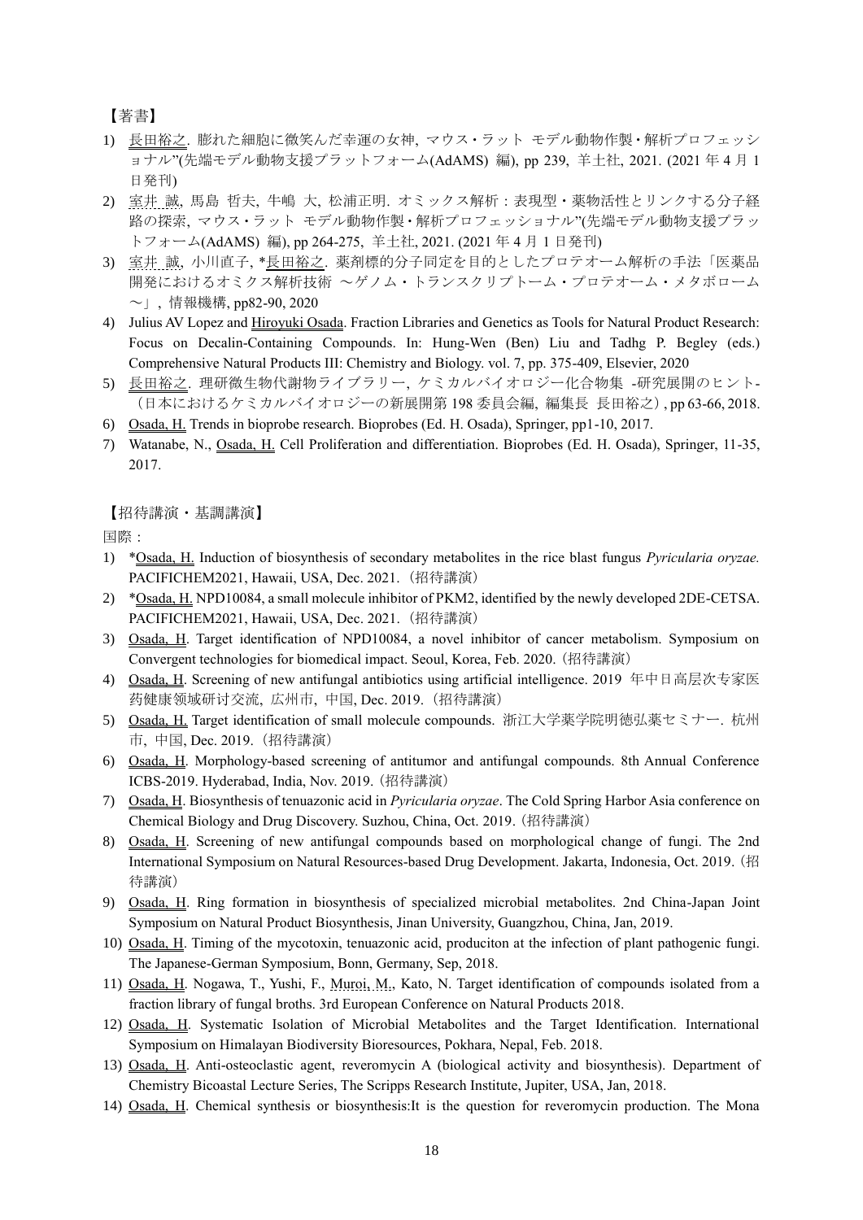【著書】

1) 長田裕之. 膨れた細胞に微笑んだ幸運の女神, マウス・ラット モデル動物作製・解析プロフェッショナル"(先端モデル動物支援プラットフォーム(AdAMS) 編), pp 239, 羊土社, 2021. (2021 年 4 月 1 日発刊)
2) 室井 誠, 馬島 哲夫, 牛嶋 大, 松浦正明. オミックス解析：表現型・薬物活性とリンクする分子経路の探索, マウス・ラット モデル動物作製・解析プロフェッショナル"(先端モデル動物支援プラットフォーム(AdAMS) 編), pp 264-275, 羊土社, 2021. (2021 年 4 月 1 日発刊)
3) 室井 誠, 小川直子, *長田裕之. 薬剤標的分子同定を目的としたプロテオーム解析の手法「医薬品開発におけるオミクス解析技術 ～ゲノム・トランスクリプトーム・プロテオーム・メタボローム～」, 情報機構, pp82-90, 2020
4) Julius AV Lopez and Hiroyuki Osada. Fraction Libraries and Genetics as Tools for Natural Product Research: Focus on Decalin-Containing Compounds. In: Hung-Wen (Ben) Liu and Tadhg P. Begley (eds.) Comprehensive Natural Products III: Chemistry and Biology. vol. 7, pp. 375-409, Elsevier, 2020
5) 長田裕之. 理研微生物代謝物ライブラリー, ケミカルバイオロジー化合物集 -研究展開のヒント-（日本におけるケミカルバイオロジーの新展開第 198 委員会編, 編集長 長田裕之）, pp 63-66, 2018.
6) Osada, H. Trends in bioprobe research. Bioprobes (Ed. H. Osada), Springer, pp1-10, 2017.
7) Watanabe, N., Osada, H. Cell Proliferation and differentiation. Bioprobes (Ed. H. Osada), Springer, 11-35, 2017.

【招待講演・基調講演】

国際：

1) *Osada, H. Induction of biosynthesis of secondary metabolites in the rice blast fungus *Pyricularia oryzae.* PACIFICHEM2021, Hawaii, USA, Dec. 2021.（招待講演）
2) *Osada, H. NPD10084, a small molecule inhibitor of PKM2, identified by the newly developed 2DE-CETSA. PACIFICHEM2021, Hawaii, USA, Dec. 2021.（招待講演）
3) Osada, H. Target identification of NPD10084, a novel inhibitor of cancer metabolism. Symposium on Convergent technologies for biomedical impact. Seoul, Korea, Feb. 2020.（招待講演）
4) Osada, H. Screening of new antifungal antibiotics using artificial intelligence. 2019 年中日高层次专家医药健康领域研讨交流, 广州市, 中国, Dec. 2019.（招待講演）
5) Osada, H. Target identification of small molecule compounds. 浙江大学薬学院明徳弘薬セミナー. 杭州市, 中国, Dec. 2019.（招待講演）
6) Osada, H. Morphology-based screening of antitumor and antifungal compounds. 8th Annual Conference ICBS-2019. Hyderabad, India, Nov. 2019.（招待講演）
7) Osada, H. Biosynthesis of tenuazonic acid in *Pyricularia oryzae*. The Cold Spring Harbor Asia conference on Chemical Biology and Drug Discovery. Suzhou, China, Oct. 2019.（招待講演）
8) Osada, H. Screening of new antifungal compounds based on morphological change of fungi. The 2nd International Symposium on Natural Resources-based Drug Development. Jakarta, Indonesia, Oct. 2019.（招待講演）
9) Osada, H. Ring formation in biosynthesis of specialized microbial metabolites. 2nd China-Japan Joint Symposium on Natural Product Biosynthesis, Jinan University, Guangzhou, China, Jan, 2019.
10) Osada, H. Timing of the mycotoxin, tenuazonic acid, produciton at the infection of plant pathogenic fungi. The Japanese-German Symposium, Bonn, Germany, Sep, 2018.
11) Osada, H. Nogawa, T., Yushi, F., Muroi, M., Kato, N. Target identification of compounds isolated from a fraction library of fungal broths. 3rd European Conference on Natural Products 2018.
12) Osada, H. Systematic Isolation of Microbial Metabolites and the Target Identification. International Symposium on Himalayan Biodiversity Bioresources, Pokhara, Nepal, Feb. 2018.
13) Osada, H. Anti-osteoclastic agent, reveromycin A (biological activity and biosynthesis). Department of Chemistry Bicoastal Lecture Series, The Scripps Research Institute, Jupiter, USA, Jan, 2018.
14) Osada, H. Chemical synthesis or biosynthesis:It is the question for reveromycin production. The Mona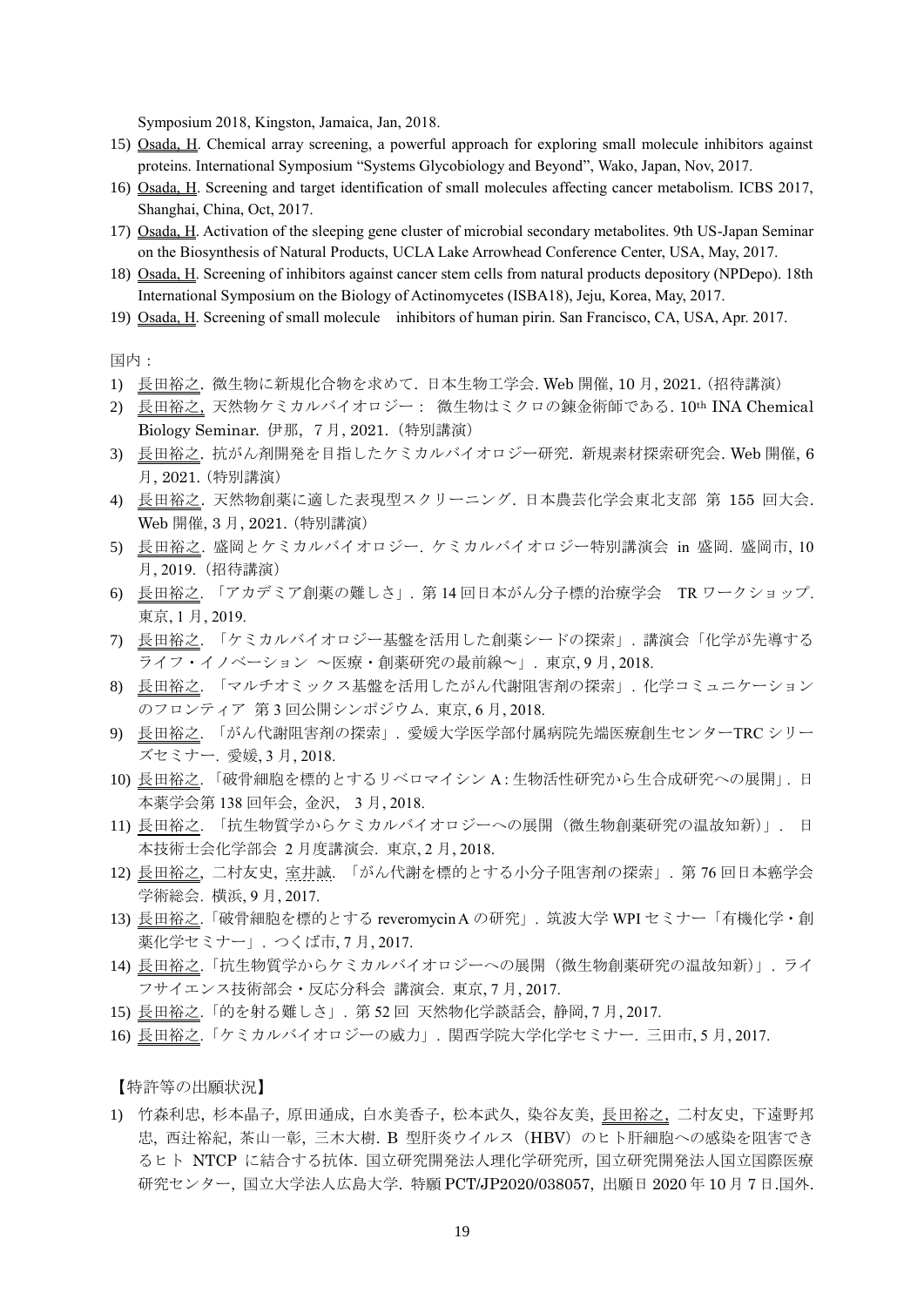Symposium 2018, Kingston, Jamaica, Jan, 2018.

15) Osada, H. Chemical array screening, a powerful approach for exploring small molecule inhibitors against proteins. International Symposium “Systems Glycobiology and Beyond”, Wako, Japan, Nov, 2017.
16) Osada, H. Screening and target identification of small molecules affecting cancer metabolism. ICBS 2017, Shanghai, China, Oct, 2017.
17) Osada, H. Activation of the sleeping gene cluster of microbial secondary metabolites. 9th US-Japan Seminar on the Biosynthesis of Natural Products, UCLA Lake Arrowhead Conference Center, USA, May, 2017.
18) Osada, H. Screening of inhibitors against cancer stem cells from natural products depository (NPDepo). 18th International Symposium on the Biology of Actinomycetes (ISBA18), Jeju, Korea, May, 2017.
19) Osada, H. Screening of small molecule inhibitors of human pirin. San Francisco, CA, USA, Apr. 2017.

国内：

1) 長田裕之．微生物に新規化合物を求めて．日本生物工学会. Web 開催, 10 月, 2021.（招待講演）
2) 長田裕之, 天然物ケミカルバイオロジー： 微生物はミクロの錬金術師である. 10th INA Chemical Biology Seminar. 伊那, 7 月, 2021.（特別講演）
3) 長田裕之．抗がん剤開発を目指したケミカルバイオロジー研究．新規素材探索研究会. Web 開催, 6 月, 2021.（特別講演）
4) 長田裕之．天然物創薬に適した表現型スクリーニング．日本農芸化学会東北支部 第 155 回大会. Web 開催, 3 月, 2021.（特別講演）
5) 長田裕之．盛岡とケミカルバイオロジー．ケミカルバイオロジー特別講演会 in 盛岡．盛岡市, 10 月, 2019.（招待講演）
6) 長田裕之．「アカデミア創薬の難しさ」．第 14 回日本がん分子標的治療学会 TR ワークショップ. 東京, 1 月, 2019.
7) 長田裕之．「ケミカルバイオロジー基盤を活用した創薬シードの探索」．講演会「化学が先導するライフ・イノベーション ～医療・創薬研究の最前線～」．東京, 9 月, 2018.
8) 長田裕之．「マルチオミックス基盤を活用したがん代謝阻害剤の探索」．化学コミュニケーションのフロンティア 第 3 回公開シンポジウム．東京, 6 月, 2018.
9) 長田裕之．「がん代謝阻害剤の探索」．愛媛大学医学部付属病院先端医療創生センターTRC シリーズセミナー．愛媛, 3 月, 2018.
10) 長田裕之．「破骨細胞を標的とするリベロマイシン A : 生物活性研究から生合成研究への展開」．日本薬学会第 138 回年会, 金沢, 3 月, 2018.
11) 長田裕之．「抗生物質学からケミカルバイオロジーへの展開（微生物創薬研究の温故知新）」． 日本技術士会化学部会 2 月度講演会．東京, 2 月, 2018.
12) 長田裕之, 二村友史, 室井誠．「がん代謝を標的とする小分子阻害剤の探索」．第 76 回日本癌学会学術総会．横浜, 9 月, 2017.
13) 長田裕之．「破骨細胞を標的とする reveromycin A の研究」．筑波大学 WPI セミナー「有機化学・創薬化学セミナー」．つくば市, 7 月, 2017.
14) 長田裕之．「抗生物質学からケミカルバイオロジーへの展開（微生物創薬研究の温故知新）」．ライフサイエンス技術部会・反応分科会 講演会．東京, 7 月, 2017.
15) 長田裕之．「的を射る難しさ」．第 52 回 天然物化学談話会, 静岡, 7 月, 2017.
16) 長田裕之．「ケミカルバイオロジーの威力」．関西学院大学化学セミナー．三田市, 5 月, 2017.

【特許等の出願状況】

1) 竹森利忠, 杉本晶子, 原田通成, 白水美香子, 松本武久, 染谷友美, 長田裕之, 二村友史, 下遠野邦忠, 西辻裕紀, 茶山一彰, 三木大樹．B 型肝炎ウイルス（HBV）のヒト肝細胞への感染を阻害できるヒト NTCP に結合する抗体．国立研究開発法人理化学研究所, 国立研究開発法人国立国際医療研究センター, 国立大学法人広島大学．特願 PCT/JP2020/038057, 出願日 2020 年 10 月 7 日.国外.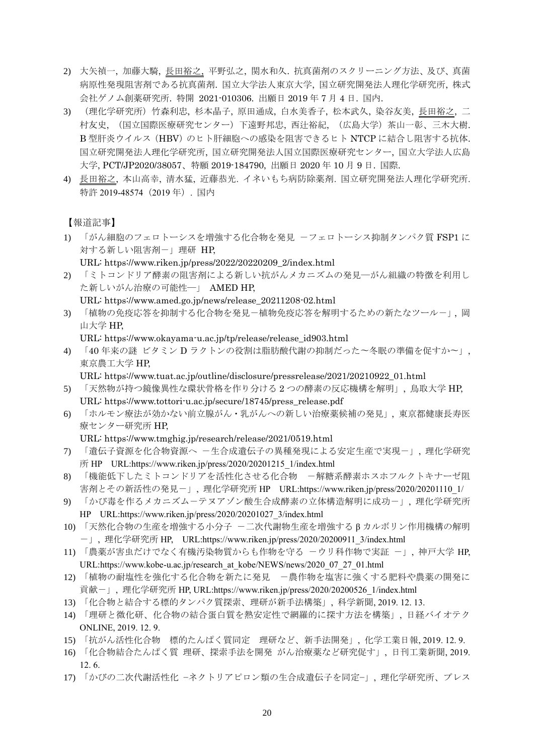2) 大矢禎一, 加藤大騎, 長田裕之, 平野弘之, 関水和久. 抗真菌剤のスクリーニング方法、及び、真菌病原性発現阻害剤である抗真菌剤. 国立大学法人東京大学, 国立研究開発法人理化学研究所, 株式会社ゲノム創薬研究所. 特開 2021-010306. 出願日 2019 年 7 月 4 日. 国内.
3) （理化学研究所）竹森利忠, 杉本晶子, 原田通成, 白水美香子, 松本武久, 染谷友美, 長田裕之, 二村友史, （国立国際医療研究センター）下遠野邦忠, 西辻裕紀, （広島大学）茶山一彰、三木大樹. B 型肝炎ウイルス（HBV）のヒト肝細胞への感染を阻害できるヒト NTCP に結合し阻害する抗体. 国立研究開発法人理化学研究所, 国立研究開発法人国立国際医療研究センター, 国立大学法人広島大学, PCT/JP2020/38057、特願 2019-184790, 出願日 2020 年 10 月 9 日. 国際.
4) 長田裕之, 本山高幸, 清水猛, 近藤恭光. イネいもち病防除薬剤. 国立研究開発法人理化学研究所. 特許 2019-48574（2019 年）. 国内

【報道記事】

1) 「がん細胞のフェロトーシスを増強する化合物を発見 －フェロトーシス抑制タンパク質 FSP1 に対する新しい阻害剤－」理研 HP, URL: https://www.riken.jp/press/2022/20220209_2/index.html
2) 「ミトコンドリア酵素の阻害剤による新しい抗がんメカニズムの発見―がん組織の特徴を利用した新しいがん治療の可能性―」 AMED HP, URL: https://www.amed.go.jp/news/release_20211208-02.html
3) 「植物の免疫応答を抑制する化合物を発見－植物免疫応答を解明するための新たなツール－」, 岡山大学 HP, URL: https://www.okayama-u.ac.jp/tp/release/release_id903.html
4) 「40 年来の謎 ビタミン D ラクトンの役割は脂肪酸代謝の抑制だった～冬眠の準備を促すか～」, 東京農工大学 HP, URL: https://www.tuat.ac.jp/outline/disclosure/pressrelease/2021/20210922_01.html
5) 「天然物が持つ鏡像異性な環状骨格を作り分ける 2 つの酵素の反応機構を解明」, 鳥取大学 HP, URL: https://www.tottori-u.ac.jp/secure/18745/press_release.pdf
6) 「ホルモン療法が効かない前立腺がん・乳がんへの新しい治療薬候補の発見」, 東京都健康長寿医療センター研究所 HP, URL: https://www.tmghig.jp/research/release/2021/0519.html
7) 「遺伝子資源を化合物資源へ －生合成遺伝子の異種発現による安定生産で実現－」, 理化学研究所 HP　URL:https://www.riken.jp/press/2020/20201215_1/index.html
8) 「機能低下したミトコンドリアを活性化させる化合物　－解糖系酵素ホスホフルクトキナーゼ阻害剤とその新活性の発見－」, 理化学研究所 HP　URL:https://www.riken.jp/press/2020/20201110_1/
9) 「かび毒を作るメカニズム－テヌアゾン酸生合成酵素の立体構造解明に成功－」, 理化学研究所 HP　URL:https://www.riken.jp/press/2020/20201027_3/index.html
10) 「天然化合物の生産を増強する小分子 －二次代謝物生産を増強する β カルボリン作用機構の解明－」, 理化学研究所 HP,　URL:https://www.riken.jp/press/2020/20200911_3/index.html
11) 「農薬が害虫だけでなく有機汚染物質からも作物を守る －ウリ科作物で実証 －」, 神戸大学 HP, URL:https://www.kobe-u.ac.jp/research_at_kobe/NEWS/news/2020_07_27_01.html
12) 「植物の耐塩性を強化する化合物を新たに発見　－農作物を塩害に強くする肥料や農薬の開発に貢献－」, 理化学研究所 HP, URL:https://www.riken.jp/press/2020/20200526_1/index.html
13) 「化合物と結合する標的タンパク質探索、理研が新手法構築」, 科学新聞, 2019. 12. 13.
14) 「理研と微化研、化合物の結合蛋白質を熱安定性で網羅的に探す方法を構築」, 日経バイオテク ONLINE, 2019. 12. 9.
15) 「抗がん活性化合物　標的たんぱく質同定　理研など、新手法開発」, 化学工業日報, 2019. 12. 9.
16) 「化合物結合たんぱく質 理研、探索手法を開発 がん治療薬など研究促す」, 日刊工業新聞, 2019. 12. 6.
17) 「かびの二次代謝活性化 –ネクトリアピロン類の生合成遺伝子を同定–」, 理化学研究所、プレス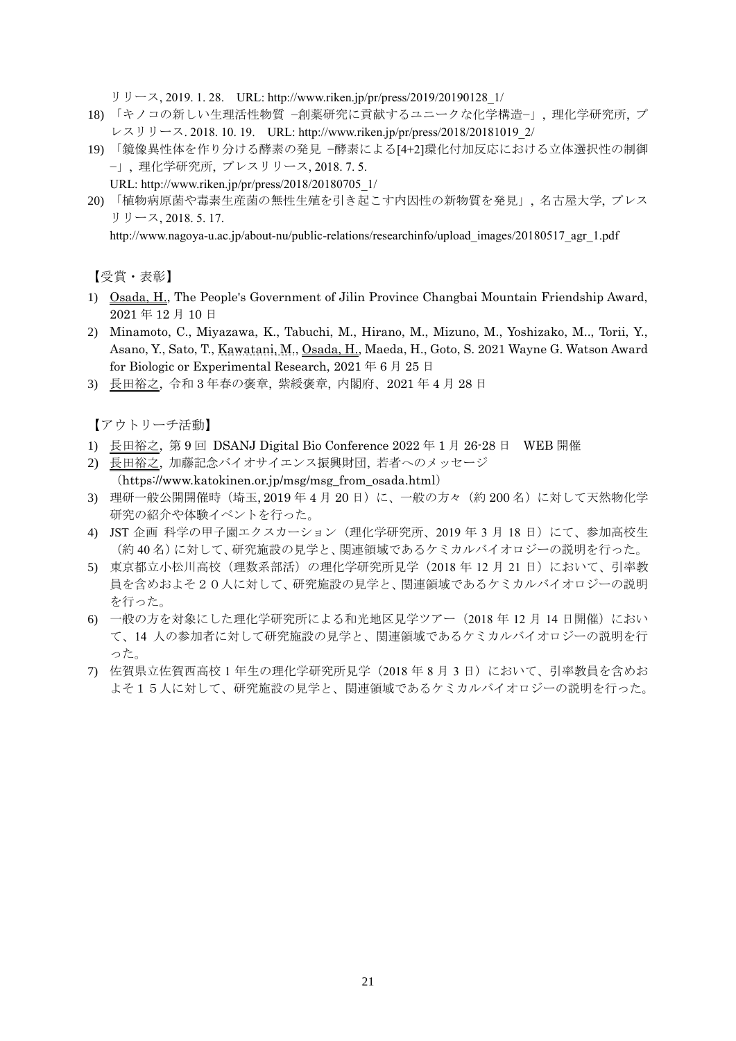リリース, 2019. 1. 28.　URL: http://www.riken.jp/pr/press/2019/20190128_1/

18) 「キノコの新しい生理活性物質 −創薬研究に貢献するユニークな化学構造−」, 理化学研究所, プレスリリース. 2018. 10. 19.　URL: http://www.riken.jp/pr/press/2018/20181019_2/
19) 「鏡像異性体を作り分ける酵素の発見 −酵素による[4+2]環化付加反応における立体選択性の制御−」, 理化学研究所, プレスリリース, 2018. 7. 5.
URL: http://www.riken.jp/pr/press/2018/20180705_1/
20) 「植物病原菌や毒素生産菌の無性生殖を引き起こす内因性の新物質を発見」, 名古屋大学, プレスリリース, 2018. 5. 17.
http://www.nagoya-u.ac.jp/about-nu/public-relations/researchinfo/upload_images/20180517_agr_1.pdf

【受賞・表彰】

1) Osada, H., The People's Government of Jilin Province Changbai Mountain Friendship Award, 2021 年 12 月 10 日
2) Minamoto, C., Miyazawa, K., Tabuchi, M., Hirano, M., Mizuno, M., Yoshizako, M.., Torii, Y., Asano, Y., Sato, T., Kawatani, M., Osada, H., Maeda, H., Goto, S. 2021 Wayne G. Watson Award for Biologic or Experimental Research, 2021 年 6 月 25 日
3) 長田裕之, 令和 3 年春の褒章, 紫綬褒章, 内閣府、2021 年 4 月 28 日

【アウトリーチ活動】

1) 長田裕之, 第 9 回 DSANJ Digital Bio Conference 2022 年 1 月 26-28 日　WEB 開催
2) 長田裕之, 加藤記念バイオサイエンス振興財団, 若者へのメッセージ
（https://www.katokinen.or.jp/msg/msg_from_osada.html）
3) 理研一般公開開催時（埼玉, 2019 年 4 月 20 日）に、一般の方々（約 200 名）に対して天然物化学研究の紹介や体験イベントを行った。
4) JST 企画 科学の甲子園エクスカーション（理化学研究所、2019 年 3 月 18 日）にて、参加高校生（約 40 名）に対して、研究施設の見学と、関連領域であるケミカルバイオロジーの説明を行った。
5) 東京都立小松川高校（理数系部活）の理化学研究所見学（2018 年 12 月 21 日）において、引率教員を含めおよそ２０人に対して、研究施設の見学と、関連領域であるケミカルバイオロジーの説明を行った。
6) 一般の方を対象にした理化学研究所による和光地区見学ツアー（2018 年 12 月 14 日開催）において、14 人の参加者に対して研究施設の見学と、関連領域であるケミカルバイオロジーの説明を行った。
7) 佐賀県立佐賀西高校 1 年生の理化学研究所見学（2018 年 8 月 3 日）において、引率教員を含めおよそ１５人に対して、研究施設の見学と、関連領域であるケミカルバイオロジーの説明を行った。